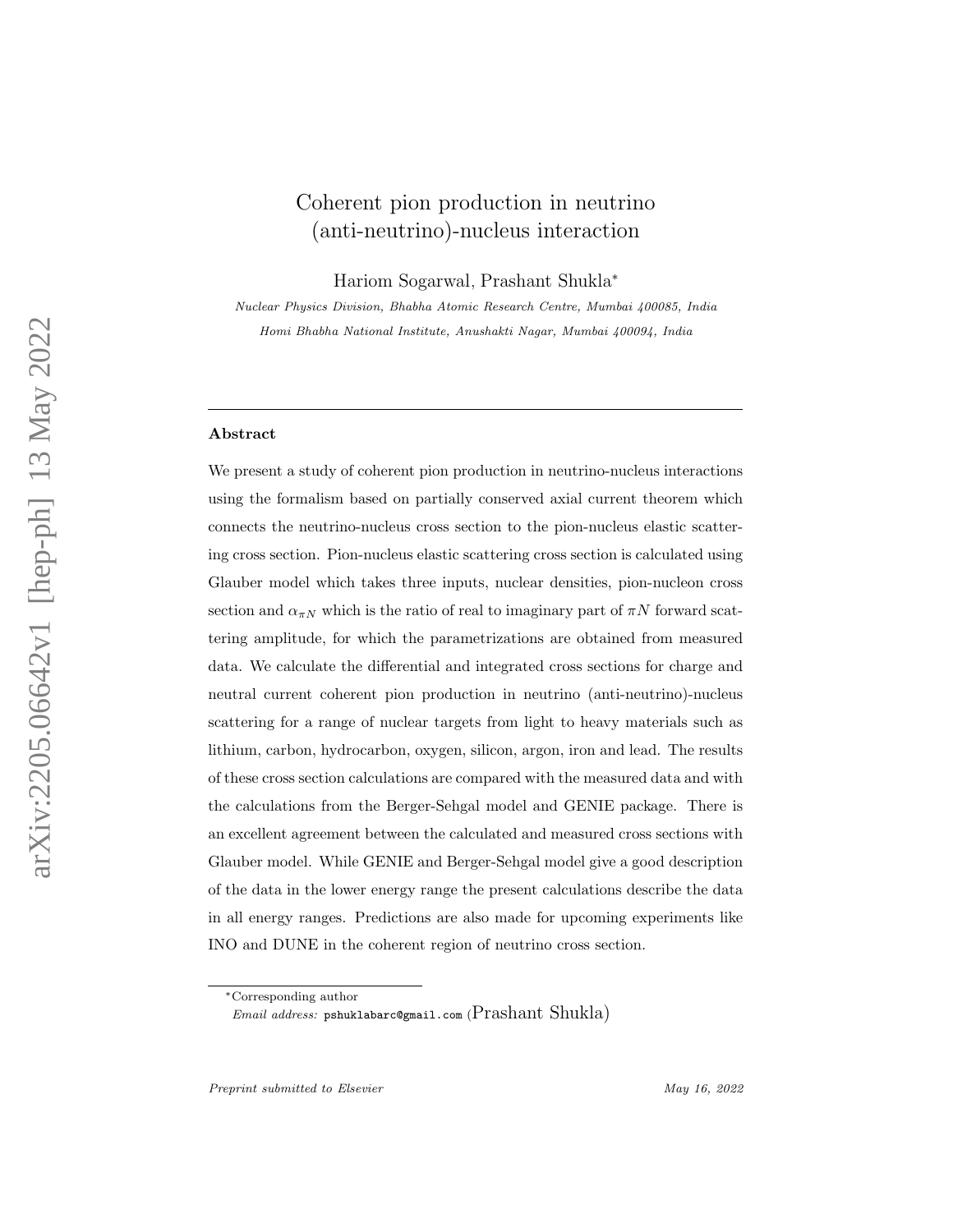# Coherent pion production in neutrino (anti-neutrino)-nucleus interaction

Hariom Sogarwal, Prashant Shukla*

*Nuclear Physics Division, Bhabha Atomic Research Centre, Mumbai 400085, India*

*Homi Bhabha National Institute, Anushakti Nagar, Mumbai 400094, India*

---

## Abstract

We present a study of coherent pion production in neutrino-nucleus interactions using the formalism based on partially conserved axial current theorem which connects the neutrino-nucleus cross section to the pion-nucleus elastic scattering cross section. Pion-nucleus elastic scattering cross section is calculated using Glauber model which takes three inputs, nuclear densities, pion-nucleon cross section and $\alpha_{\pi N}$ which is the ratio of real to imaginary part of $\pi N$ forward scattering amplitude, for which the parametrizations are obtained from measured data. We calculate the differential and integrated cross sections for charge and neutral current coherent pion production in neutrino (anti-neutrino)-nucleus scattering for a range of nuclear targets from light to heavy materials such as lithium, carbon, hydrocarbon, oxygen, silicon, argon, iron and lead. The results of these cross section calculations are compared with the measured data and with the calculations from the Berger-Sehgal model and GENIE package. There is an excellent agreement between the calculated and measured cross sections with Glauber model. While GENIE and Berger-Sehgal model give a good description of the data in the lower energy range the present calculations describe the data in all energy ranges. Predictions are also made for upcoming experiments like INO and DUNE in the coherent region of neutrino cross section.

---

*Corresponding author

*Email address:* pshuklabarc@gmail.com (Prashant Shukla)

*Preprint submitted to Elsevier* *May 16, 2022*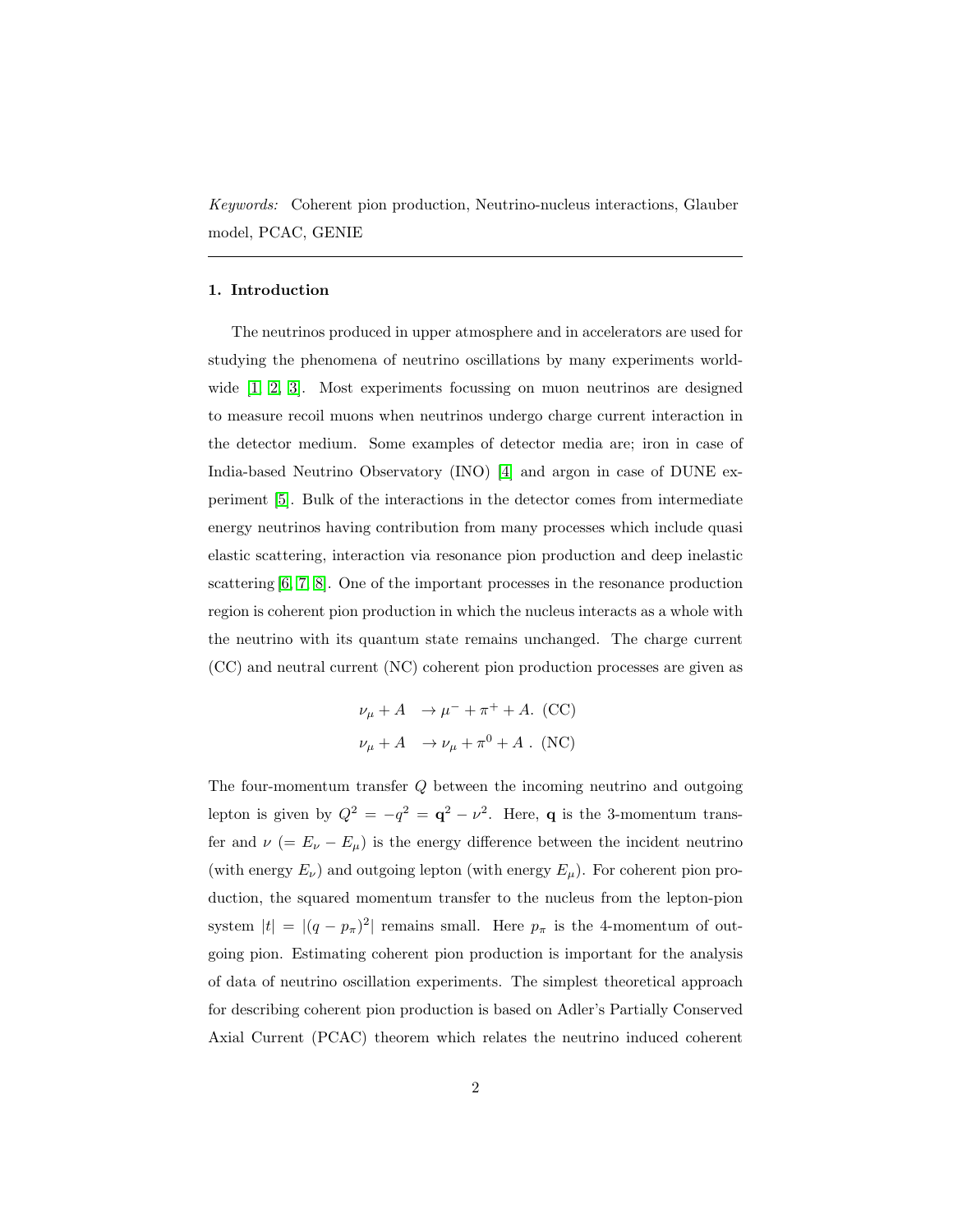*Keywords:* Coherent pion production, Neutrino-nucleus interactions, Glauber model, PCAC, GENIE

---

## 1. Introduction

The neutrinos produced in upper atmosphere and in accelerators are used for studying the phenomena of neutrino oscillations by many experiments worldwide [1, 2, 3]. Most experiments focussing on muon neutrinos are designed to measure recoil muons when neutrinos undergo charge current interaction in the detector medium. Some examples of detector media are; iron in case of India-based Neutrino Observatory (INO) [4] and argon in case of DUNE experiment [5]. Bulk of the interactions in the detector comes from intermediate energy neutrinos having contribution from many processes which include quasi elastic scattering, interaction via resonance pion production and deep inelastic scattering [6, 7, 8]. One of the important processes in the resonance production region is coherent pion production in which the nucleus interacts as a whole with the neutrino with its quantum state remains unchanged. The charge current (CC) and neutral current (NC) coherent pion production processes are given as

$$
\begin{aligned}
\nu_\mu + A &\rightarrow \mu^- + \pi^+ + A. \text{ (CC)} \\
\nu_\mu + A &\rightarrow \nu_\mu + \pi^0 + A \text{ . (NC)}
\end{aligned}
$$

The four-momentum transfer $Q$ between the incoming neutrino and outgoing lepton is given by $Q^2 = -q^2 = \mathbf{q}^2 - \nu^2$. Here, $\mathbf{q}$ is the 3-momentum transfer and $\nu$ $(= E_\nu - E_\mu)$ is the energy difference between the incident neutrino (with energy $E_\nu$) and outgoing lepton (with energy $E_\mu$). For coherent pion production, the squared momentum transfer to the nucleus from the lepton-pion system $|t| = |(q - p_\pi)^2|$ remains small. Here $p_\pi$ is the 4-momentum of outgoing pion. Estimating coherent pion production is important for the analysis of data of neutrino oscillation experiments. The simplest theoretical approach for describing coherent pion production is based on Adler's Partially Conserved Axial Current (PCAC) theorem which relates the neutrino induced coherent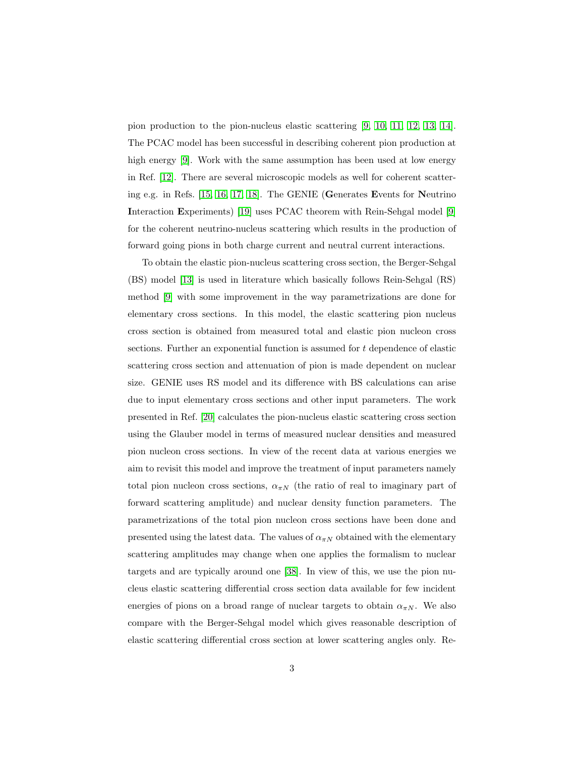pion production to the pion-nucleus elastic scattering [9, 10, 11, 12, 13, 14]. The PCAC model has been successful in describing coherent pion production at high energy [9]. Work with the same assumption has been used at low energy in Ref. [12]. There are several microscopic models as well for coherent scattering e.g. in Refs. [15, 16, 17, 18]. The GENIE (**G**enerates **E**vents for **N**eutrino **I**nteraction **E**xperiments) [19] uses PCAC theorem with Rein-Sehgal model [9] for the coherent neutrino-nucleus scattering which results in the production of forward going pions in both charge current and neutral current interactions.

To obtain the elastic pion-nucleus scattering cross section, the Berger-Sehgal (BS) model [13] is used in literature which basically follows Rein-Sehgal (RS) method [9] with some improvement in the way parametrizations are done for elementary cross sections. In this model, the elastic scattering pion nucleus cross section is obtained from measured total and elastic pion nucleon cross sections. Further an exponential function is assumed for $t$ dependence of elastic scattering cross section and attenuation of pion is made dependent on nuclear size. GENIE uses RS model and its difference with BS calculations can arise due to input elementary cross sections and other input parameters. The work presented in Ref. [20] calculates the pion-nucleus elastic scattering cross section using the Glauber model in terms of measured nuclear densities and measured pion nucleon cross sections. In view of the recent data at various energies we aim to revisit this model and improve the treatment of input parameters namely total pion nucleon cross sections, $\alpha_{\pi N}$ (the ratio of real to imaginary part of forward scattering amplitude) and nuclear density function parameters. The parametrizations of the total pion nucleon cross sections have been done and presented using the latest data. The values of $\alpha_{\pi N}$ obtained with the elementary scattering amplitudes may change when one applies the formalism to nuclear targets and are typically around one [38]. In view of this, we use the pion nucleus elastic scattering differential cross section data available for few incident energies of pions on a broad range of nuclear targets to obtain $\alpha_{\pi N}$. We also compare with the Berger-Sehgal model which gives reasonable description of elastic scattering differential cross section at lower scattering angles only. Re-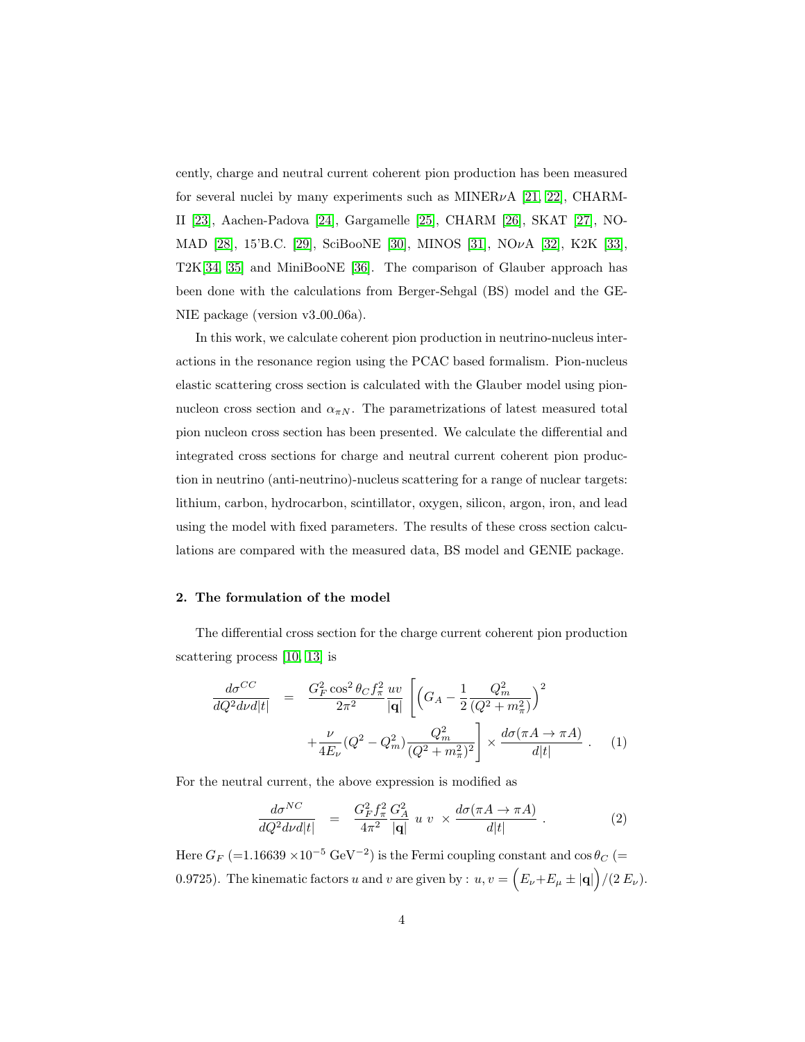cently, charge and neutral current coherent pion production has been measured for several nuclei by many experiments such as MINER$\nu$A [21, 22], CHARM-II [23], Aachen-Padova [24], Gargamelle [25], CHARM [26], SKAT [27], NOMAD [28], 15'B.C. [29], SciBooNE [30], MINOS [31], NO$\nu$A [32], K2K [33], T2K[34, 35] and MiniBooNE [36]. The comparison of Glauber approach has been done with the calculations from Berger-Sehgal (BS) model and the GENIE package (version v3_00_06a).

In this work, we calculate coherent pion production in neutrino-nucleus interactions in the resonance region using the PCAC based formalism. Pion-nucleus elastic scattering cross section is calculated with the Glauber model using pion-nucleon cross section and $\alpha_{\pi N}$. The parametrizations of latest measured total pion nucleon cross section has been presented. We calculate the differential and integrated cross sections for charge and neutral current coherent pion production in neutrino (anti-neutrino)-nucleus scattering for a range of nuclear targets: lithium, carbon, hydrocarbon, scintillator, oxygen, silicon, argon, iron, and lead using the model with fixed parameters. The results of these cross section calculations are compared with the measured data, BS model and GENIE package.

## 2. The formulation of the model

The differential cross section for the charge current coherent pion production scattering process [10, 13] is

$$\frac{d\sigma^{CC}}{dQ^2 d\nu d|t|} = \frac{G_F^2 \cos^2\theta_C f_\pi^2}{2\pi^2} \frac{uv}{|\mathbf{q}|} \left[ \left( G_A - \frac{1}{2} \frac{Q_m^2}{(Q^2 + m_\pi^2)} \right)^2 + \frac{\nu}{4E_\nu} (Q^2 - Q_m^2) \frac{Q_m^2}{(Q^2 + m_\pi^2)^2} \right] \times \frac{d\sigma(\pi A \to \pi A)}{d|t|} \ . \quad (1)$$

For the neutral current, the above expression is modified as

$$\frac{d\sigma^{NC}}{dQ^2 d\nu d|t|} = \frac{G_F^2 f_\pi^2}{4\pi^2} \frac{G_A^2}{|\mathbf{q}|} \ u \ v \ \times \frac{d\sigma(\pi A \to \pi A)}{d|t|} \ . \quad (2)$$

Here $G_F$ (=1.16639 $\times 10^{-5}$ GeV$^{-2}$) is the Fermi coupling constant and $\cos\theta_C$ (= 0.9725). The kinematic factors $u$ and $v$ are given by : $u, v = \Big(E_\nu + E_\mu \pm |\mathbf{q}|\Big)/(2\ E_\nu)$.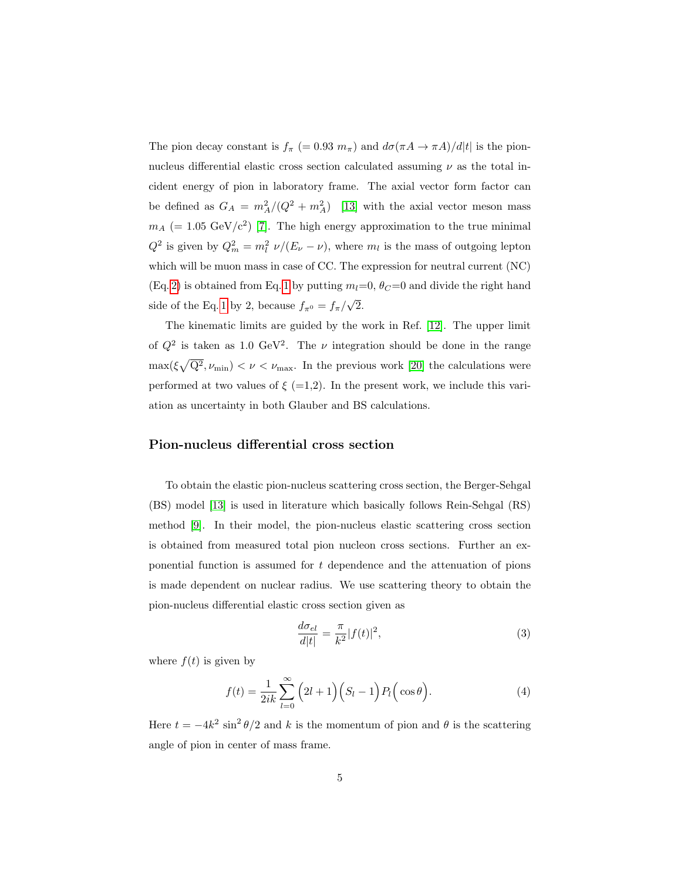The pion decay constant is $f_\pi$ ($= 0.93\ m_\pi$) and $d\sigma(\pi A \rightarrow \pi A)/d|t|$ is the pion-nucleus differential elastic cross section calculated assuming $\nu$ as the total incident energy of pion in laboratory frame. The axial vector form factor can be defined as $G_A = m_A^2/(Q^2 + m_A^2)$ [13] with the axial vector meson mass $m_A$ ($= 1.05$ GeV/c$^2$) [7]. The high energy approximation to the true minimal $Q^2$ is given by $Q_m^2 = m_l^2\ \nu/(E_\nu - \nu)$, where $m_l$ is the mass of outgoing lepton which will be muon mass in case of CC. The expression for neutral current (NC) (Eq.2) is obtained from Eq.1 by putting $m_l$=0, $\theta_C$=0 and divide the right hand side of the Eq.1 by 2, because $f_{\pi^0} = f_\pi/\sqrt{2}$.

The kinematic limits are guided by the work in Ref. [12]. The upper limit of $Q^2$ is taken as 1.0 GeV$^2$. The $\nu$ integration should be done in the range $\max(\xi\sqrt{\mathrm{Q}^2}, \nu_{\min}) < \nu < \nu_{\max}$. In the previous work [20] the calculations were performed at two values of $\xi$ (=1,2). In the present work, we include this variation as uncertainty in both Glauber and BS calculations.

## Pion-nucleus differential cross section

To obtain the elastic pion-nucleus scattering cross section, the Berger-Sehgal (BS) model [13] is used in literature which basically follows Rein-Sehgal (RS) method [9]. In their model, the pion-nucleus elastic scattering cross section is obtained from measured total pion nucleon cross sections. Further an exponential function is assumed for $t$ dependence and the attenuation of pions is made dependent on nuclear radius. We use scattering theory to obtain the pion-nucleus differential elastic cross section given as

$$\frac{d\sigma_{el}}{d|t|} = \frac{\pi}{k^2}|f(t)|^2, \tag{3}$$

where $f(t)$ is given by

$$f(t) = \frac{1}{2ik}\sum_{l=0}^{\infty}\Big(2l+1\Big)\Big(S_l - 1\Big)P_l\Big(\cos\theta\Big). \tag{4}$$

Here $t = -4k^2\ \sin^2\theta/2$ and $k$ is the momentum of pion and $\theta$ is the scattering angle of pion in center of mass frame.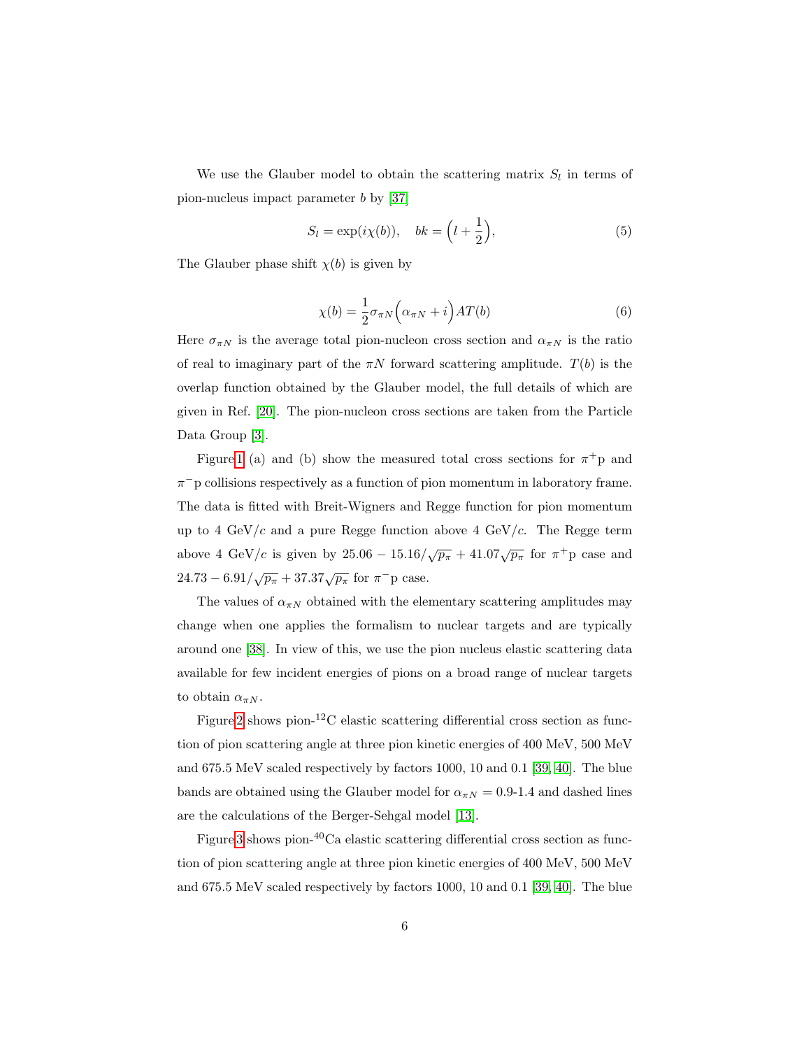We use the Glauber model to obtain the scattering matrix $S_l$ in terms of pion-nucleus impact parameter $b$ by [37]

$$S_l = \exp(i\chi(b)), \quad bk = \Big(l + \frac{1}{2}\Big), \tag{5}$$

The Glauber phase shift $\chi(b)$ is given by

$$\chi(b) = \frac{1}{2}\sigma_{\pi N}\Big(\alpha_{\pi N} + i\Big)AT(b) \tag{6}$$

Here $\sigma_{\pi N}$ is the average total pion-nucleon cross section and $\alpha_{\pi N}$ is the ratio of real to imaginary part of the $\pi N$ forward scattering amplitude. $T(b)$ is the overlap function obtained by the Glauber model, the full details of which are given in Ref. [20]. The pion-nucleon cross sections are taken from the Particle Data Group [3].

Figure 1 (a) and (b) show the measured total cross sections for $\pi^+$p and $\pi^-$p collisions respectively as a function of pion momentum in laboratory frame. The data is fitted with Breit-Wigners and Regge function for pion momentum up to 4 GeV/$c$ and a pure Regge function above 4 GeV/$c$. The Regge term above 4 GeV/$c$ is given by $25.06 - 15.16/\sqrt{p_\pi} + 41.07\sqrt{p_\pi}$ for $\pi^+$p case and $24.73 - 6.91/\sqrt{p_\pi} + 37.37\sqrt{p_\pi}$ for $\pi^-$p case.

The values of $\alpha_{\pi N}$ obtained with the elementary scattering amplitudes may change when one applies the formalism to nuclear targets and are typically around one [38]. In view of this, we use the pion nucleus elastic scattering data available for few incident energies of pions on a broad range of nuclear targets to obtain $\alpha_{\pi N}$.

Figure 2 shows pion-$^{12}$C elastic scattering differential cross section as function of pion scattering angle at three pion kinetic energies of 400 MeV, 500 MeV and 675.5 MeV scaled respectively by factors 1000, 10 and 0.1 [39, 40]. The blue bands are obtained using the Glauber model for $\alpha_{\pi N}$ = 0.9-1.4 and dashed lines are the calculations of the Berger-Sehgal model [13].

Figure 3 shows pion-$^{40}$Ca elastic scattering differential cross section as function of pion scattering angle at three pion kinetic energies of 400 MeV, 500 MeV and 675.5 MeV scaled respectively by factors 1000, 10 and 0.1 [39, 40]. The blue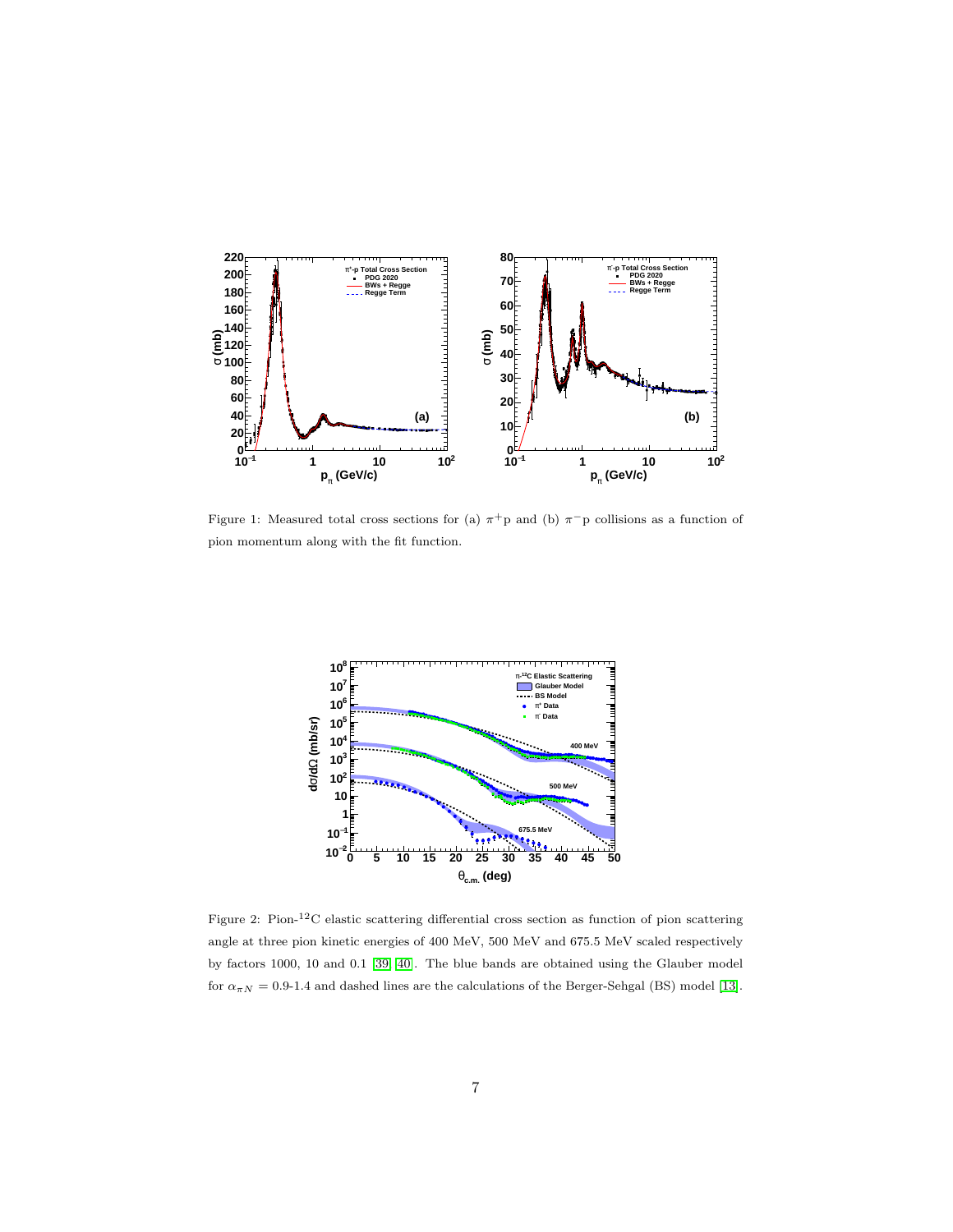Figure 1: Measured total cross sections for (a) $\pi^+$p and (b) $\pi^-$p collisions as a function of pion momentum along with the fit function.

Figure 2: Pion-$^{12}$C elastic scattering differential cross section as function of pion scattering angle at three pion kinetic energies of 400 MeV, 500 MeV and 675.5 MeV scaled respectively by factors 1000, 10 and 0.1 [39, 40]. The blue bands are obtained using the Glauber model for $\alpha_{\pi N} = 0.9$-$1.4$ and dashed lines are the calculations of the Berger-Sehgal (BS) model [13].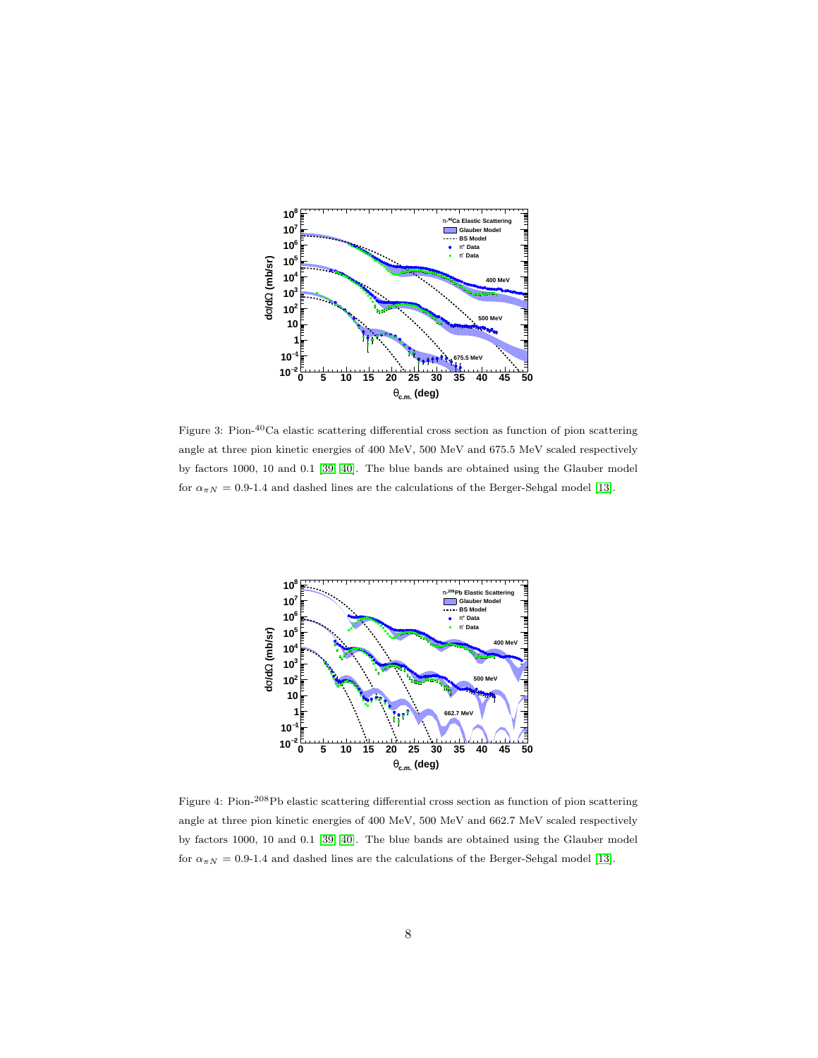Figure 3: Pion-$^{40}$Ca elastic scattering differential cross section as function of pion scattering angle at three pion kinetic energies of 400 MeV, 500 MeV and 675.5 MeV scaled respectively by factors 1000, 10 and 0.1 [39, 40]. The blue bands are obtained using the Glauber model for $\alpha_{\pi N}$ = 0.9-1.4 and dashed lines are the calculations of the Berger-Sehgal model [13].

Figure 4: Pion-$^{208}$Pb elastic scattering differential cross section as function of pion scattering angle at three pion kinetic energies of 400 MeV, 500 MeV and 662.7 MeV scaled respectively by factors 1000, 10 and 0.1 [39, 40]. The blue bands are obtained using the Glauber model for $\alpha_{\pi N}$ = 0.9-1.4 and dashed lines are the calculations of the Berger-Sehgal model [13].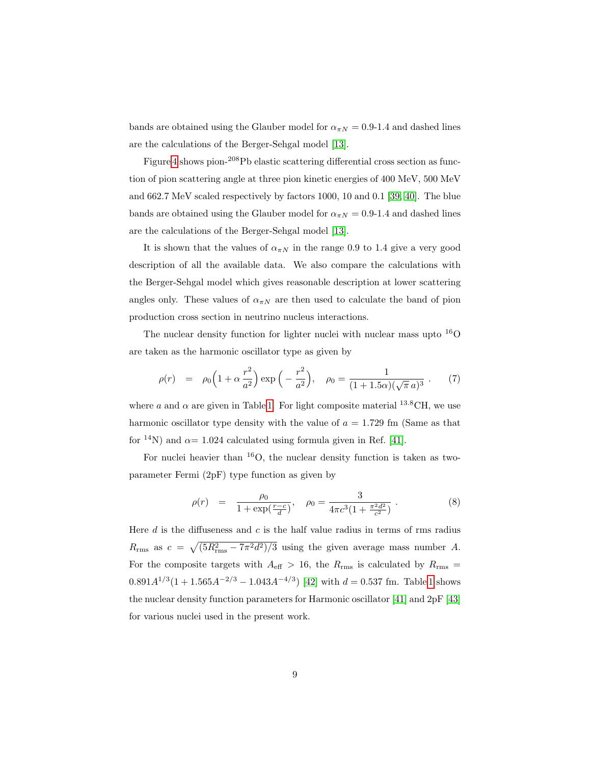bands are obtained using the Glauber model for $\alpha_{\pi N} = 0.9$-$1.4$ and dashed lines are the calculations of the Berger-Sehgal model [13].

Figure 4 shows pion-$^{208}$Pb elastic scattering differential cross section as function of pion scattering angle at three pion kinetic energies of 400 MeV, 500 MeV and 662.7 MeV scaled respectively by factors 1000, 10 and 0.1 [39, 40]. The blue bands are obtained using the Glauber model for $\alpha_{\pi N} = 0.9$-$1.4$ and dashed lines are the calculations of the Berger-Sehgal model [13].

It is shown that the values of $\alpha_{\pi N}$ in the range 0.9 to 1.4 give a very good description of all the available data. We also compare the calculations with the Berger-Sehgal model which gives reasonable description at lower scattering angles only. These values of $\alpha_{\pi N}$ are then used to calculate the band of pion production cross section in neutrino nucleus interactions.

The nuclear density function for lighter nuclei with nuclear mass upto $^{16}$O are taken as the harmonic oscillator type as given by

$$\rho(r) \;\; = \;\; \rho_0 \Big(1 + \alpha\, \frac{r^2}{a^2}\Big) \exp\Big(-\frac{r^2}{a^2}\Big), \quad \rho_0 = \frac{1}{(1+1.5\alpha)(\sqrt{\pi}\, a)^3}\,. \qquad (7)$$

where $a$ and $\alpha$ are given in Table 1. For light composite material $^{13.8}$CH, we use harmonic oscillator type density with the value of $a = 1.729$ fm (Same as that for $^{14}$N) and $\alpha = 1.024$ calculated using formula given in Ref. [41].

For nuclei heavier than $^{16}$O, the nuclear density function is taken as two-parameter Fermi (2pF) type function as given by

$$\rho(r) \;\; = \;\; \frac{\rho_0}{1+\exp(\frac{r-c}{d})}, \quad \rho_0 = \frac{3}{4\pi c^3 (1+\frac{\pi^2 d^2}{c^2})}\,. \qquad (8)$$

Here $d$ is the diffuseness and $c$ is the half value radius in terms of rms radius $R_{\rm rms}$ as $c = \sqrt{(5R_{\rm rms}^2 - 7\pi^2 d^2)/3}$ using the given average mass number $A$. For the composite targets with $A_{\rm eff} > 16$, the $R_{\rm rms}$ is calculated by $R_{\rm rms} = 0.891A^{1/3}(1 + 1.565A^{-2/3} - 1.043A^{-4/3})$ [42] with $d = 0.537$ fm. Table 1 shows the nuclear density function parameters for Harmonic oscillator [41] and 2pF [43] for various nuclei used in the present work.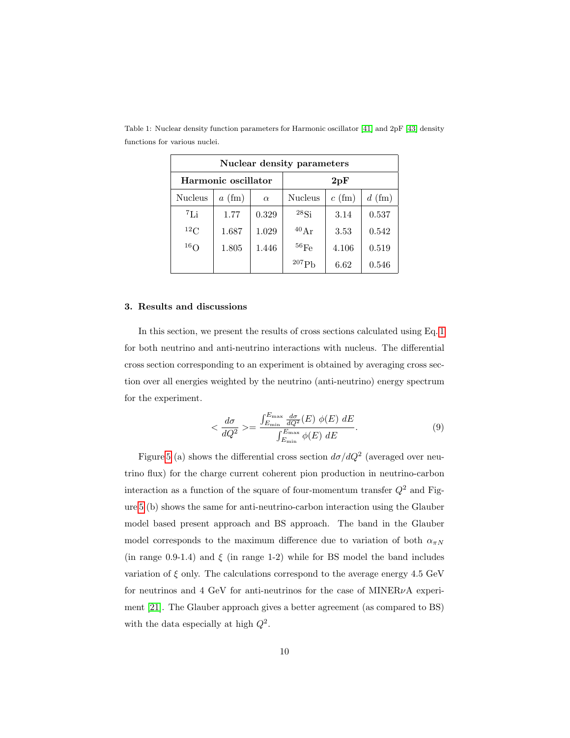Table 1: Nuclear density function parameters for Harmonic oscillator [41] and 2pF [43] density functions for various nuclei.

| Nuclear density parameters | | | | | |
|---|---|---|---|---|---|
| **Harmonic oscillator** | | | **2pF** | | |
| Nucleus | $a$ (fm) | $\alpha$ | Nucleus | $c$ (fm) | $d$ (fm) |
| $^{7}$Li | 1.77 | 0.329 | $^{28}$Si | 3.14 | 0.537 |
| $^{12}$C | 1.687 | 1.029 | $^{40}$Ar | 3.53 | 0.542 |
| $^{16}$O | 1.805 | 1.446 | $^{56}$Fe | 4.106 | 0.519 |
| | | | $^{207}$Pb | 6.62 | 0.546 |

### 3. Results and discussions

In this section, we present the results of cross sections calculated using Eq. 1 for both neutrino and anti-neutrino interactions with nucleus. The differential cross section corresponding to an experiment is obtained by averaging cross section over all energies weighted by the neutrino (anti-neutrino) energy spectrum for the experiment.

$$< \frac{d\sigma}{dQ^2} >= \frac{\int_{E_{\min}}^{E_{\max}} \frac{d\sigma}{dQ^2}(E)\ \phi(E)\ dE}{\int_{E_{\min}}^{E_{\max}} \phi(E)\ dE}. \tag{9}$$

Figure 5 (a) shows the differential cross section $d\sigma/dQ^2$ (averaged over neutrino flux) for the charge current coherent pion production in neutrino-carbon interaction as a function of the square of four-momentum transfer $Q^2$ and Figure 5 (b) shows the same for anti-neutrino-carbon interaction using the Glauber model based present approach and BS approach. The band in the Glauber model corresponds to the maximum difference due to variation of both $\alpha_{\pi N}$ (in range 0.9-1.4) and $\xi$ (in range 1-2) while for BS model the band includes variation of $\xi$ only. The calculations correspond to the average energy 4.5 GeV for neutrinos and 4 GeV for anti-neutrinos for the case of MINER$\nu$A experiment [21]. The Glauber approach gives a better agreement (as compared to BS) with the data especially at high $Q^2$.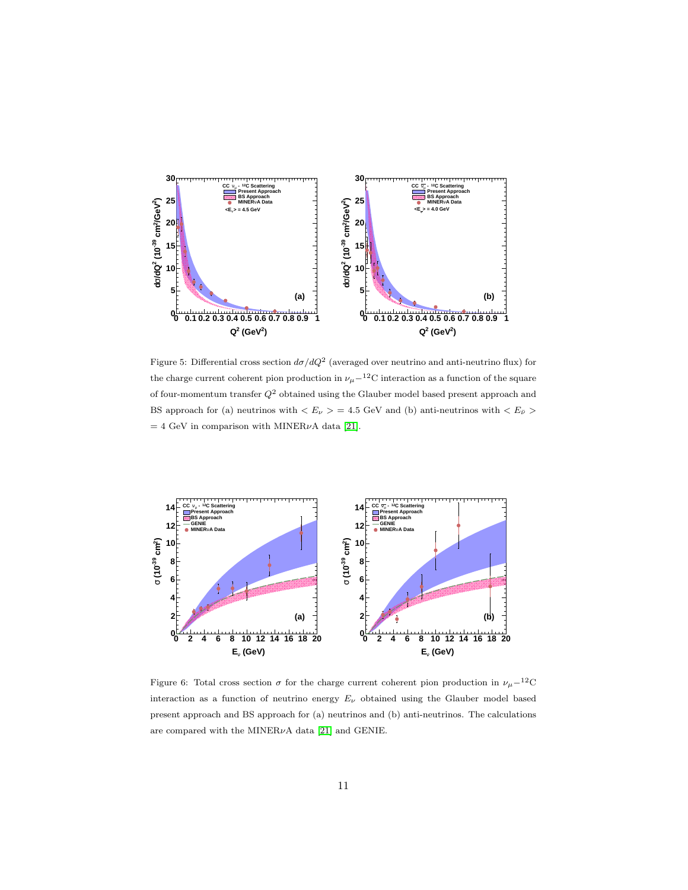Figure 5: Differential cross section $d\sigma/dQ^2$ (averaged over neutrino and anti-neutrino flux) for the charge current coherent pion production in $\nu_\mu-^{12}$C interaction as a function of the square of four-momentum transfer $Q^2$ obtained using the Glauber model based present approach and BS approach for (a) neutrinos with $< E_\nu > = 4.5$ GeV and (b) anti-neutrinos with $< E_{\bar{\nu}} > = 4$ GeV in comparison with MINER$\nu$A data [21].

Figure 6: Total cross section $\sigma$ for the charge current coherent pion production in $\nu_\mu-^{12}$C interaction as a function of neutrino energy $E_\nu$ obtained using the Glauber model based present approach and BS approach for (a) neutrinos and (b) anti-neutrinos. The calculations are compared with the MINER$\nu$A data [21] and GENIE.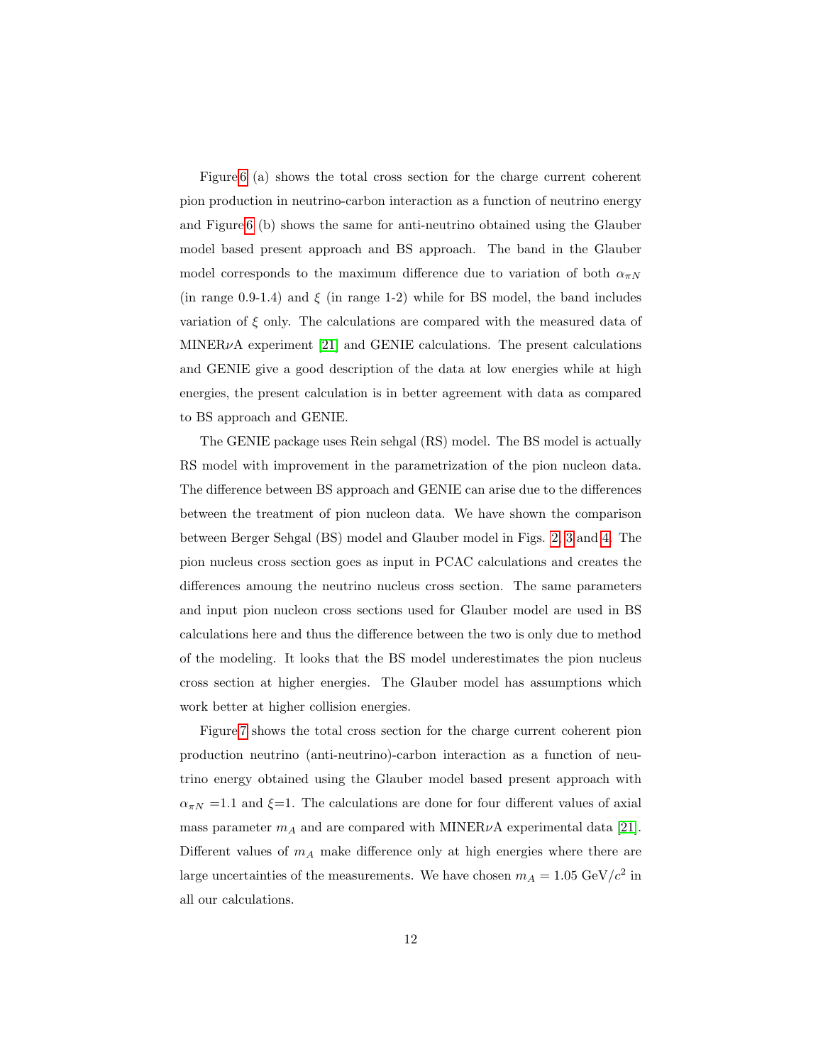Figure 6 (a) shows the total cross section for the charge current coherent pion production in neutrino-carbon interaction as a function of neutrino energy and Figure 6 (b) shows the same for anti-neutrino obtained using the Glauber model based present approach and BS approach. The band in the Glauber model corresponds to the maximum difference due to variation of both $\alpha_{\pi N}$ (in range 0.9-1.4) and $\xi$ (in range 1-2) while for BS model, the band includes variation of $\xi$ only. The calculations are compared with the measured data of MINER$\nu$A experiment [21] and GENIE calculations. The present calculations and GENIE give a good description of the data at low energies while at high energies, the present calculation is in better agreement with data as compared to BS approach and GENIE.

The GENIE package uses Rein sehgal (RS) model. The BS model is actually RS model with improvement in the parametrization of the pion nucleon data. The difference between BS approach and GENIE can arise due to the differences between the treatment of pion nucleon data. We have shown the comparison between Berger Sehgal (BS) model and Glauber model in Figs. 2, 3 and 4. The pion nucleus cross section goes as input in PCAC calculations and creates the differences amoung the neutrino nucleus cross section. The same parameters and input pion nucleon cross sections used for Glauber model are used in BS calculations here and thus the difference between the two is only due to method of the modeling. It looks that the BS model underestimates the pion nucleus cross section at higher energies. The Glauber model has assumptions which work better at higher collision energies.

Figure 7 shows the total cross section for the charge current coherent pion production neutrino (anti-neutrino)-carbon interaction as a function of neutrino energy obtained using the Glauber model based present approach with $\alpha_{\pi N}$ =1.1 and $\xi$=1. The calculations are done for four different values of axial mass parameter $m_A$ and are compared with MINER$\nu$A experimental data [21]. Different values of $m_A$ make difference only at high energies where there are large uncertainties of the measurements. We have chosen $m_A = 1.05$ GeV/$c^2$ in all our calculations.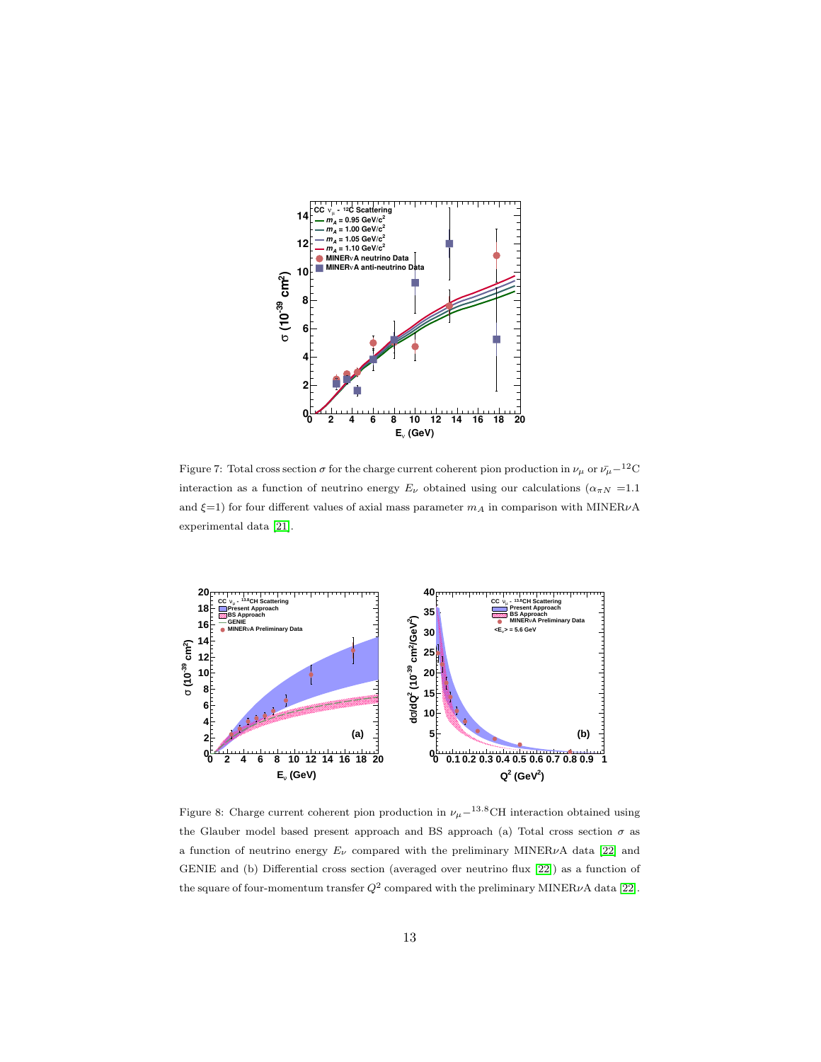Figure 7: Total cross section $\sigma$ for the charge current coherent pion production in $\nu_\mu$ or $\bar{\nu_\mu}-^{12}$C interaction as a function of neutrino energy $E_\nu$ obtained using our calculations ($\alpha_{\pi N}$ =1.1 and $\xi$=1) for four different values of axial mass parameter $m_A$ in comparison with MINER$\nu$A experimental data [21].

Figure 8: Charge current coherent pion production in $\nu_\mu-^{13.8}$CH interaction obtained using the Glauber model based present approach and BS approach (a) Total cross section $\sigma$ as a function of neutrino energy $E_\nu$ compared with the preliminary MINER$\nu$A data [22] and GENIE and (b) Differential cross section (averaged over neutrino flux [22]) as a function of the square of four-momentum transfer $Q^2$ compared with the preliminary MINER$\nu$A data [22].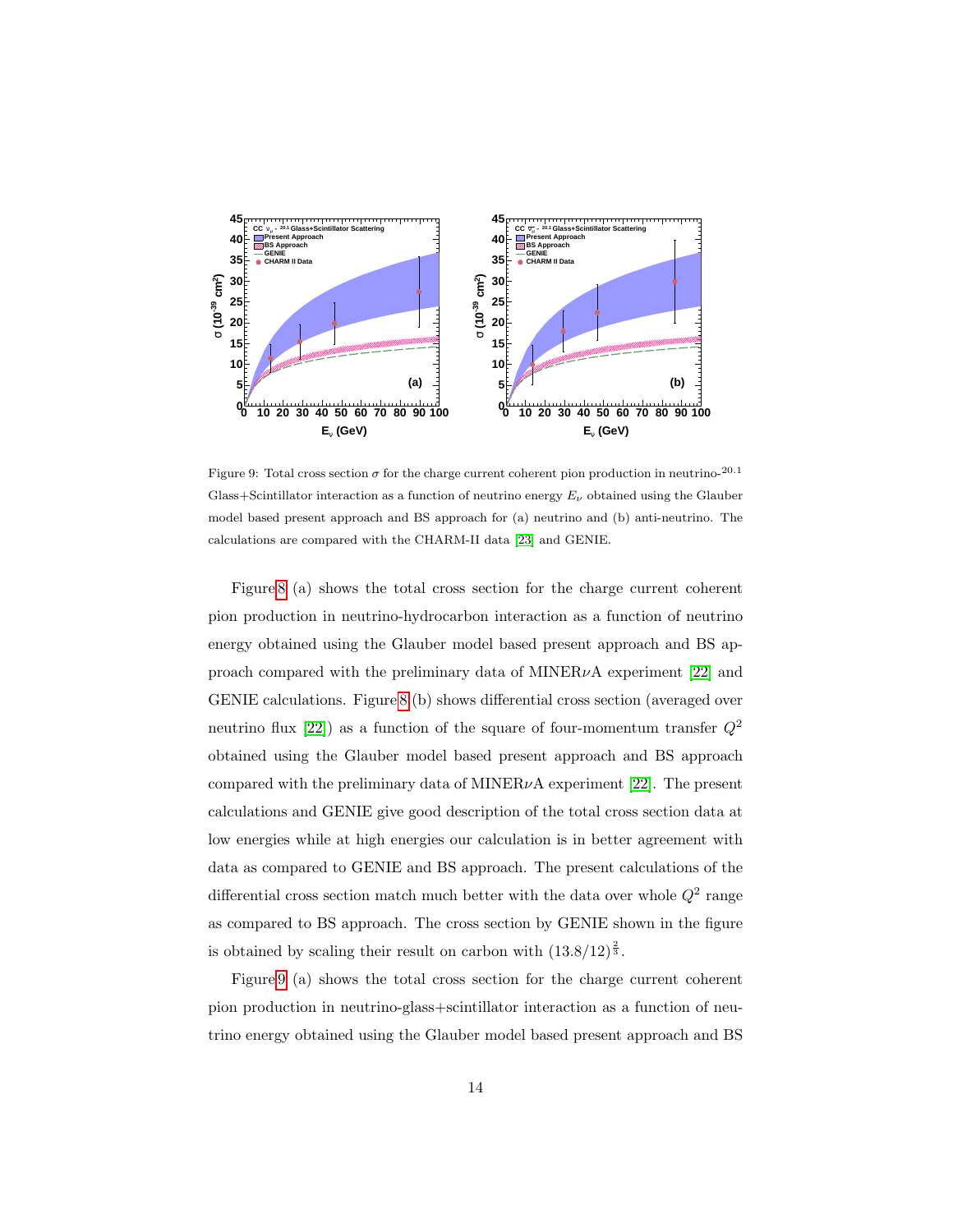Figure 9: Total cross section $\sigma$ for the charge current coherent pion production in neutrino-$^{20.1}$ Glass+Scintillator interaction as a function of neutrino energy $E_\nu$ obtained using the Glauber model based present approach and BS approach for (a) neutrino and (b) anti-neutrino. The calculations are compared with the CHARM-II data [23] and GENIE.

Figure 8 (a) shows the total cross section for the charge current coherent pion production in neutrino-hydrocarbon interaction as a function of neutrino energy obtained using the Glauber model based present approach and BS approach compared with the preliminary data of MINER$\nu$A experiment [22] and GENIE calculations. Figure 8 (b) shows differential cross section (averaged over neutrino flux [22]) as a function of the square of four-momentum transfer $Q^2$ obtained using the Glauber model based present approach and BS approach compared with the preliminary data of MINER$\nu$A experiment [22]. The present calculations and GENIE give good description of the total cross section data at low energies while at high energies our calculation is in better agreement with data as compared to GENIE and BS approach. The present calculations of the differential cross section match much better with the data over whole $Q^2$ range as compared to BS approach. The cross section by GENIE shown in the figure is obtained by scaling their result on carbon with $(13.8/12)^{\frac{2}{3}}$.

Figure 9 (a) shows the total cross section for the charge current coherent pion production in neutrino-glass+scintillator interaction as a function of neutrino energy obtained using the Glauber model based present approach and BS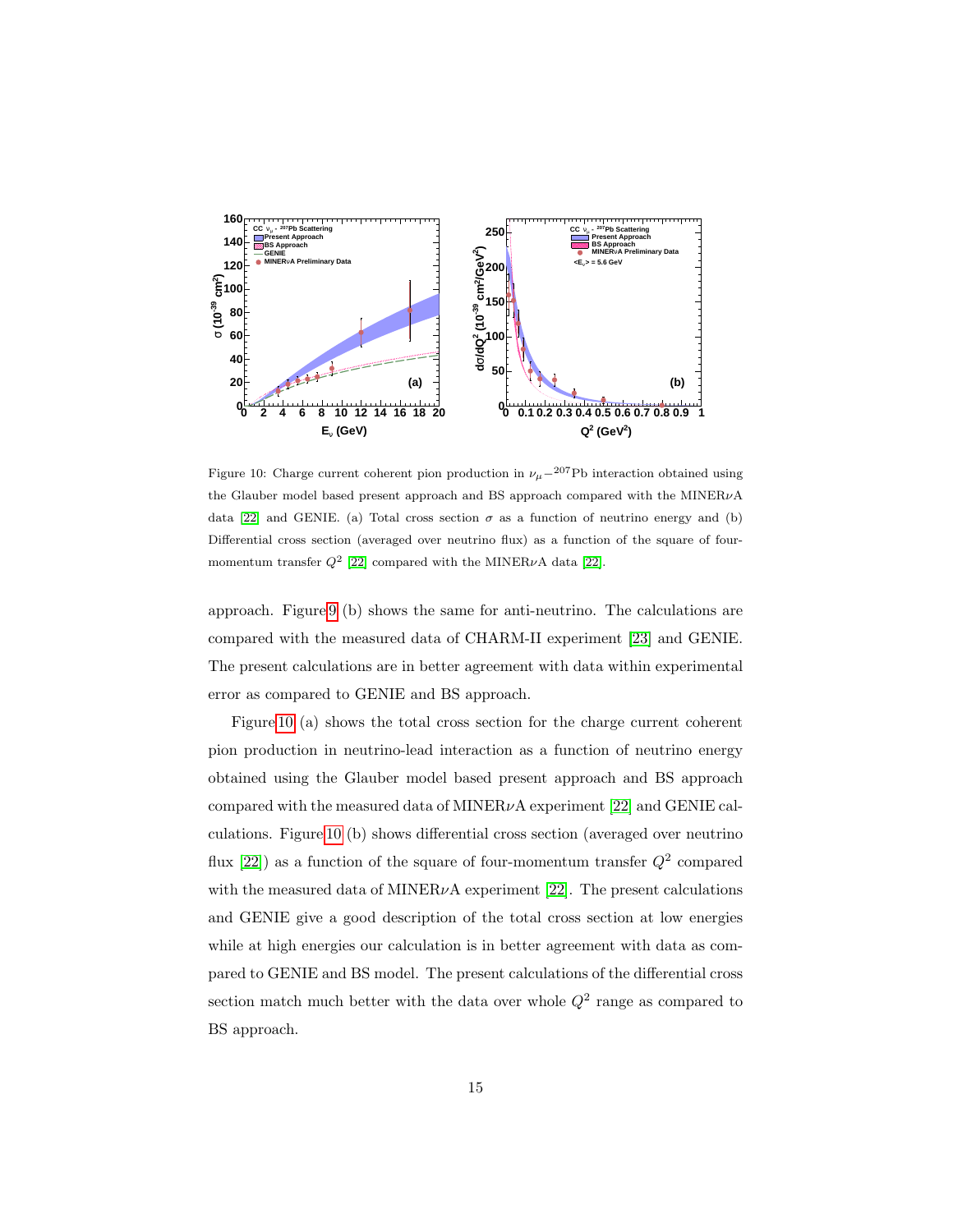Figure 10: Charge current coherent pion production in $\nu_\mu - ^{207}$Pb interaction obtained using the Glauber model based present approach and BS approach compared with the MINER$\nu$A data [22] and GENIE. (a) Total cross section $\sigma$ as a function of neutrino energy and (b) Differential cross section (averaged over neutrino flux) as a function of the square of four-momentum transfer $Q^2$ [22] compared with the MINER$\nu$A data [22].

approach. Figure 9 (b) shows the same for anti-neutrino. The calculations are compared with the measured data of CHARM-II experiment [23] and GENIE. The present calculations are in better agreement with data within experimental error as compared to GENIE and BS approach.

Figure 10 (a) shows the total cross section for the charge current coherent pion production in neutrino-lead interaction as a function of neutrino energy obtained using the Glauber model based present approach and BS approach compared with the measured data of MINER$\nu$A experiment [22] and GENIE calculations. Figure 10 (b) shows differential cross section (averaged over neutrino flux [22]) as a function of the square of four-momentum transfer $Q^2$ compared with the measured data of MINER$\nu$A experiment [22]. The present calculations and GENIE give a good description of the total cross section at low energies while at high energies our calculation is in better agreement with data as compared to GENIE and BS model. The present calculations of the differential cross section match much better with the data over whole $Q^2$ range as compared to BS approach.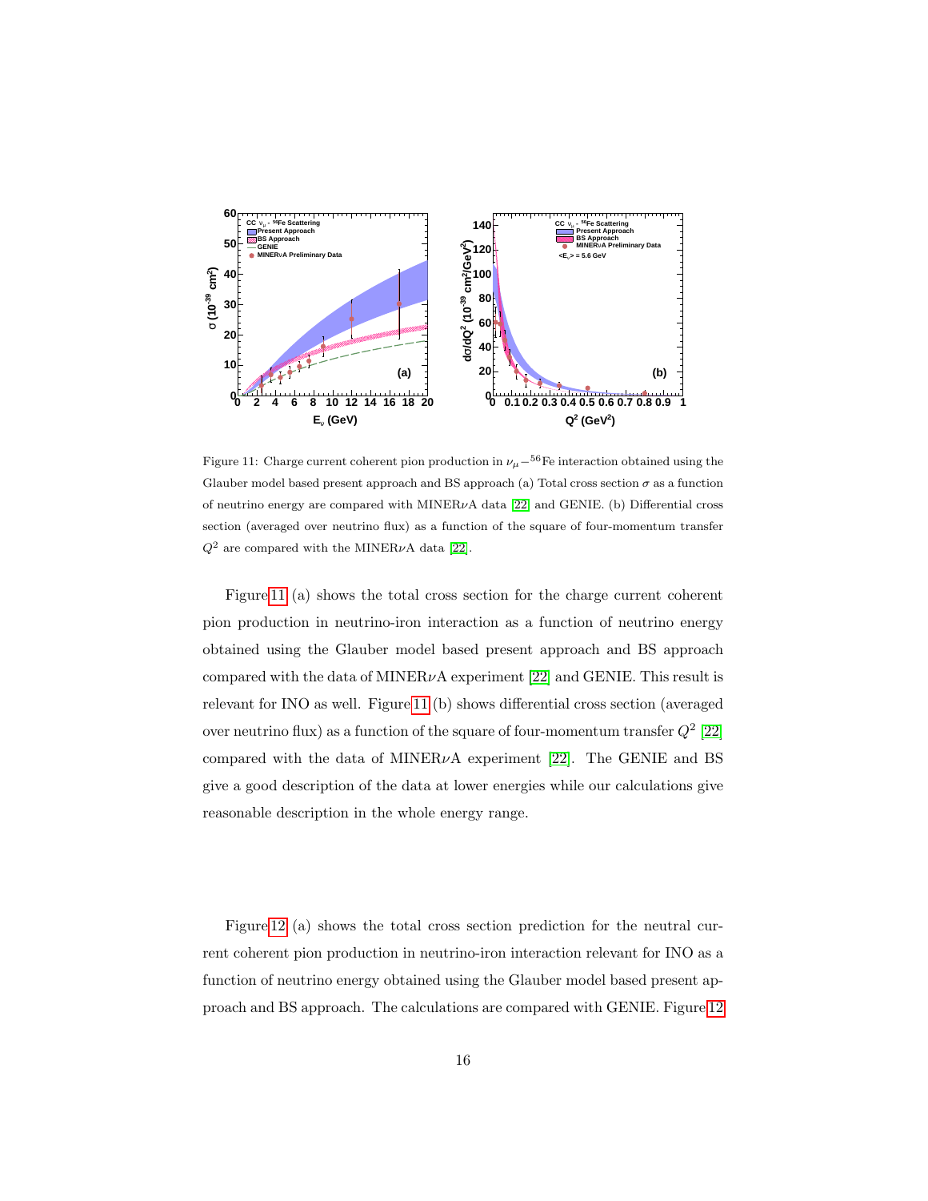Figure 11: Charge current coherent pion production in $\nu_\mu - ^{56}$Fe interaction obtained using the Glauber model based present approach and BS approach (a) Total cross section $\sigma$ as a function of neutrino energy are compared with MINER$\nu$A data [22] and GENIE. (b) Differential cross section (averaged over neutrino flux) as a function of the square of four-momentum transfer $Q^2$ are compared with the MINER$\nu$A data [22].

Figure 11 (a) shows the total cross section for the charge current coherent pion production in neutrino-iron interaction as a function of neutrino energy obtained using the Glauber model based present approach and BS approach compared with the data of MINER$\nu$A experiment [22] and GENIE. This result is relevant for INO as well. Figure 11 (b) shows differential cross section (averaged over neutrino flux) as a function of the square of four-momentum transfer $Q^2$ [22] compared with the data of MINER$\nu$A experiment [22]. The GENIE and BS give a good description of the data at lower energies while our calculations give reasonable description in the whole energy range.

Figure 12 (a) shows the total cross section prediction for the neutral current coherent pion production in neutrino-iron interaction relevant for INO as a function of neutrino energy obtained using the Glauber model based present approach and BS approach. The calculations are compared with GENIE. Figure 12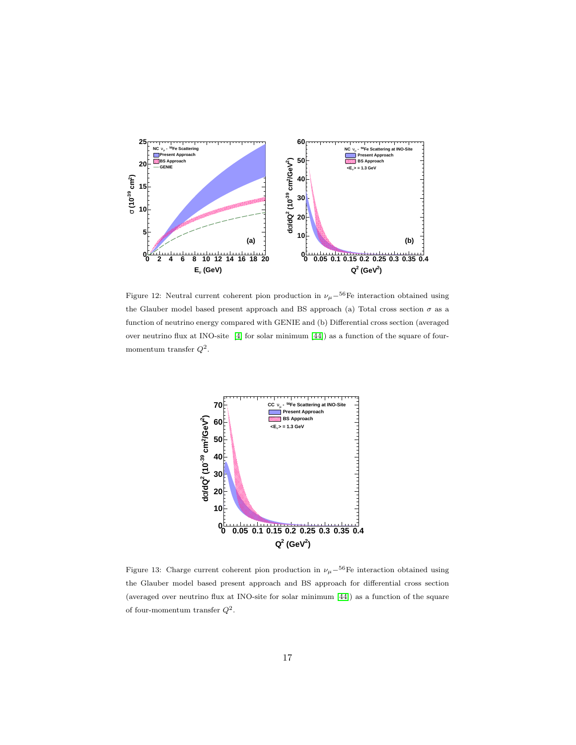Figure 12: Neutral current coherent pion production in $\nu_\mu-^{56}$Fe interaction obtained using the Glauber model based present approach and BS approach (a) Total cross section $\sigma$ as a function of neutrino energy compared with GENIE and (b) Differential cross section (averaged over neutrino flux at INO-site [4] for solar minimum [44]) as a function of the square of four-momentum transfer $Q^2$.

Figure 13: Charge current coherent pion production in $\nu_\mu-^{56}$Fe interaction obtained using the Glauber model based present approach and BS approach for differential cross section (averaged over neutrino flux at INO-site for solar minimum [44]) as a function of the square of four-momentum transfer $Q^2$.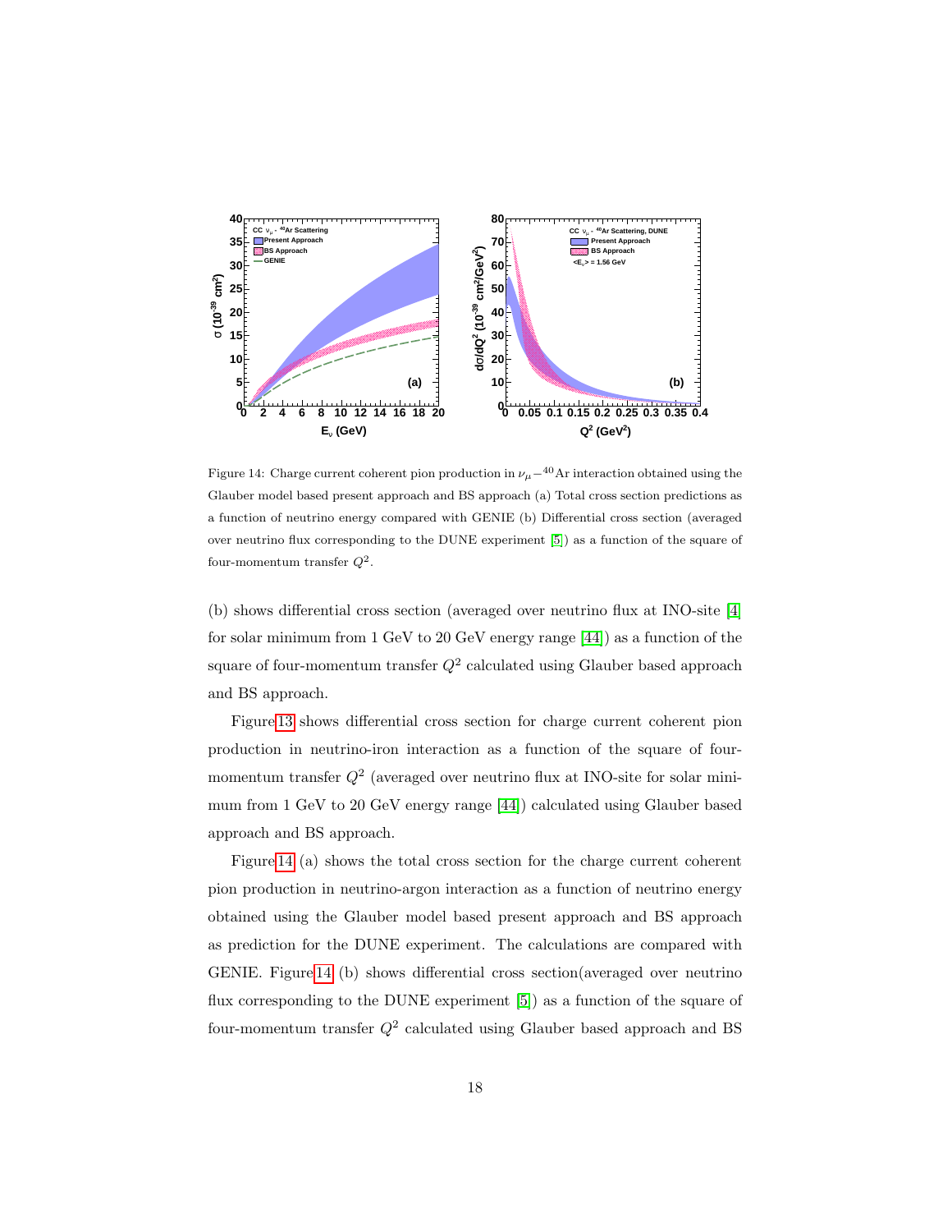Figure 14: Charge current coherent pion production in $\nu_\mu - ^{40}$Ar interaction obtained using the Glauber model based present approach and BS approach (a) Total cross section predictions as a function of neutrino energy compared with GENIE (b) Differential cross section (averaged over neutrino flux corresponding to the DUNE experiment [5]) as a function of the square of four-momentum transfer $Q^2$.

(b) shows differential cross section (averaged over neutrino flux at INO-site [4] for solar minimum from 1 GeV to 20 GeV energy range [44]) as a function of the square of four-momentum transfer $Q^2$ calculated using Glauber based approach and BS approach.

Figure 13 shows differential cross section for charge current coherent pion production in neutrino-iron interaction as a function of the square of four-momentum transfer $Q^2$ (averaged over neutrino flux at INO-site for solar minimum from 1 GeV to 20 GeV energy range [44]) calculated using Glauber based approach and BS approach.

Figure 14 (a) shows the total cross section for the charge current coherent pion production in neutrino-argon interaction as a function of neutrino energy obtained using the Glauber model based present approach and BS approach as prediction for the DUNE experiment. The calculations are compared with GENIE. Figure 14 (b) shows differential cross section(averaged over neutrino flux corresponding to the DUNE experiment [5]) as a function of the square of four-momentum transfer $Q^2$ calculated using Glauber based approach and BS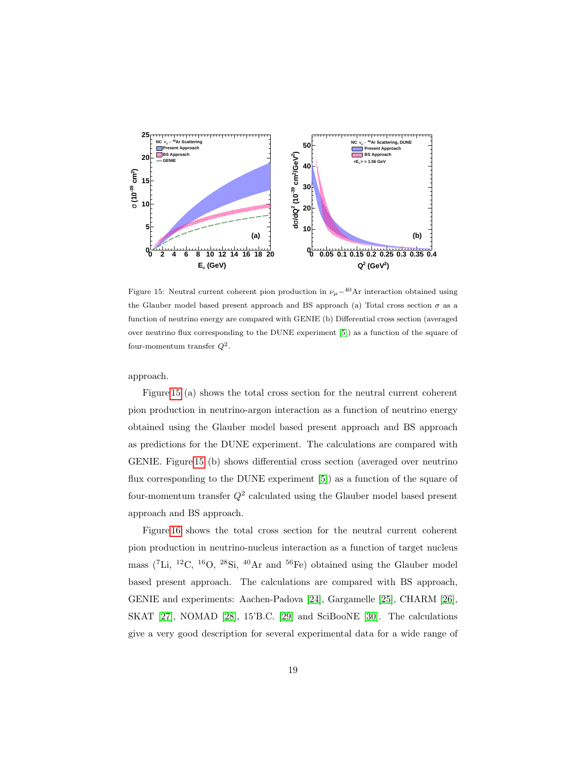Figure 15: Neutral current coherent pion production in $\nu_\mu-{}^{40}$Ar interaction obtained using the Glauber model based present approach and BS approach (a) Total cross section $\sigma$ as a function of neutrino energy are compared with GENIE (b) Differential cross section (averaged over neutrino flux corresponding to the DUNE experiment [5]) as a function of the square of four-momentum transfer $Q^2$.

approach.

Figure 15 (a) shows the total cross section for the neutral current coherent pion production in neutrino-argon interaction as a function of neutrino energy obtained using the Glauber model based present approach and BS approach as predictions for the DUNE experiment. The calculations are compared with GENIE. Figure 15 (b) shows differential cross section (averaged over neutrino flux corresponding to the DUNE experiment [5]) as a function of the square of four-momentum transfer $Q^2$ calculated using the Glauber model based present approach and BS approach.

Figure 16 shows the total cross section for the neutral current coherent pion production in neutrino-nucleus interaction as a function of target nucleus mass (${}^{7}$Li, ${}^{12}$C, ${}^{16}$O, ${}^{28}$Si, ${}^{40}$Ar and ${}^{56}$Fe) obtained using the Glauber model based present approach. The calculations are compared with BS approach, GENIE and experiments: Aachen-Padova [24], Gargamelle [25], CHARM [26], SKAT [27], NOMAD [28], 15'B.C. [29] and SciBooNE [30]. The calculations give a very good description for several experimental data for a wide range of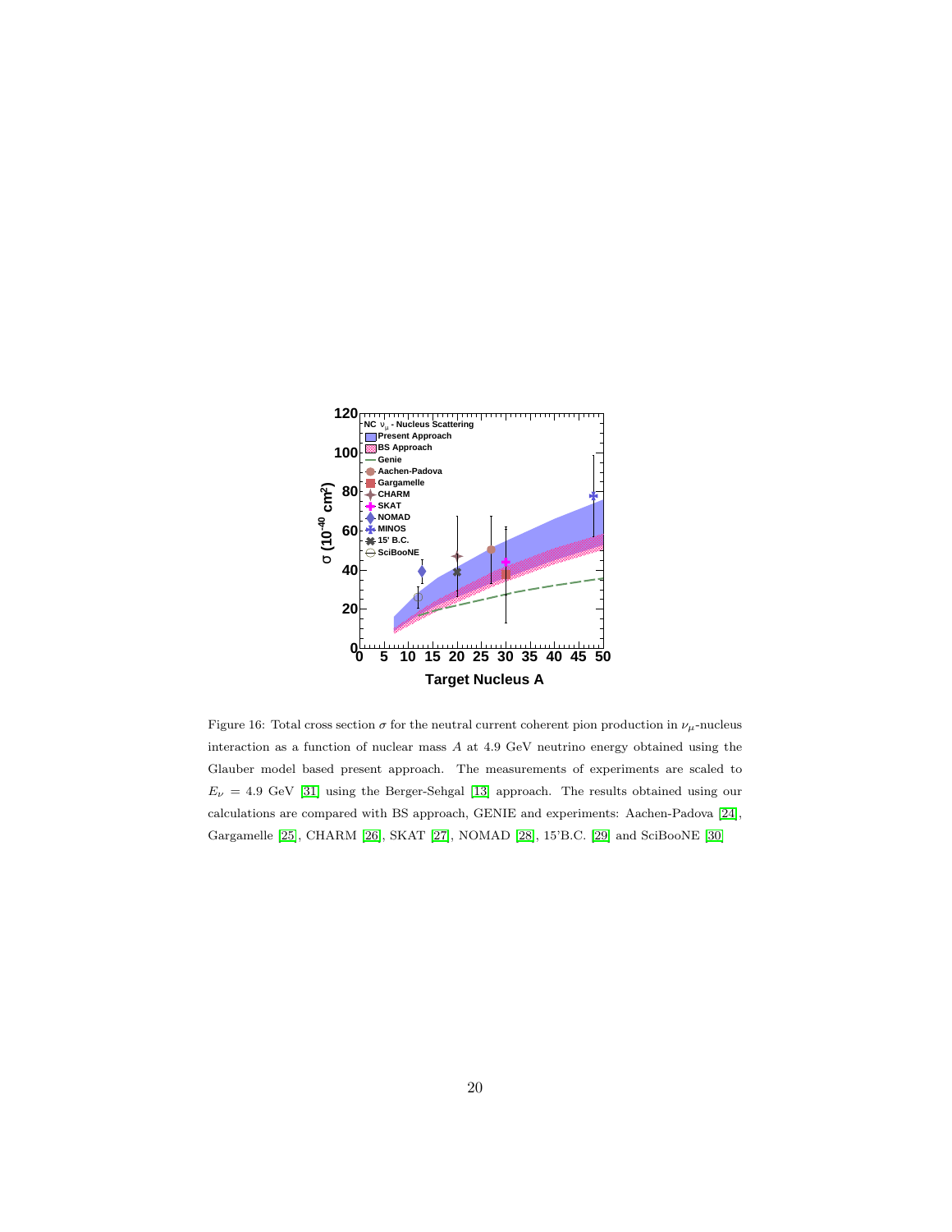Figure 16: Total cross section $\sigma$ for the neutral current coherent pion production in $\nu_\mu$-nucleus interaction as a function of nuclear mass $A$ at 4.9 GeV neutrino energy obtained using the Glauber model based present approach. The measurements of experiments are scaled to $E_\nu = 4.9$ GeV [31] using the Berger-Sehgal [13] approach. The results obtained using our calculations are compared with BS approach, GENIE and experiments: Aachen-Padova [24], Gargamelle [25], CHARM [26], SKAT [27], NOMAD [28], 15'B.C. [29] and SciBooNE [30]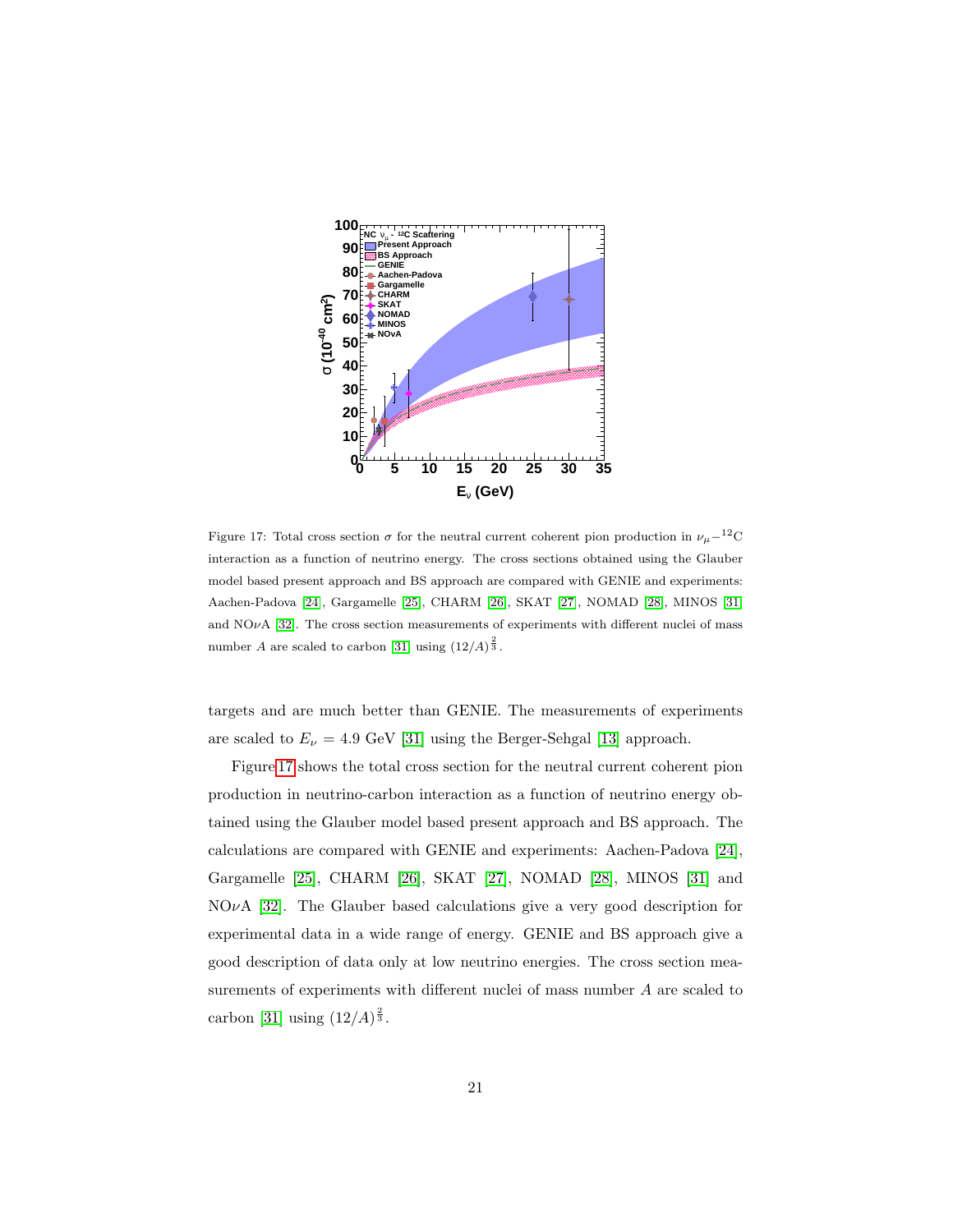Figure 17: Total cross section $\sigma$ for the neutral current coherent pion production in $\nu_\mu-{}^{12}$C interaction as a function of neutrino energy. The cross sections obtained using the Glauber model based present approach and BS approach are compared with GENIE and experiments: Aachen-Padova [24], Gargamelle [25], CHARM [26], SKAT [27], NOMAD [28], MINOS [31] and NO$\nu$A [32]. The cross section measurements of experiments with different nuclei of mass number $A$ are scaled to carbon [31] using $(12/A)^{\frac{2}{3}}$.

targets and are much better than GENIE. The measurements of experiments are scaled to $E_\nu = 4.9$ GeV [31] using the Berger-Sehgal [13] approach.

Figure 17 shows the total cross section for the neutral current coherent pion production in neutrino-carbon interaction as a function of neutrino energy obtained using the Glauber model based present approach and BS approach. The calculations are compared with GENIE and experiments: Aachen-Padova [24], Gargamelle [25], CHARM [26], SKAT [27], NOMAD [28], MINOS [31] and NO$\nu$A [32]. The Glauber based calculations give a very good description for experimental data in a wide range of energy. GENIE and BS approach give a good description of data only at low neutrino energies. The cross section measurements of experiments with different nuclei of mass number $A$ are scaled to carbon [31] using $(12/A)^{\frac{2}{3}}$.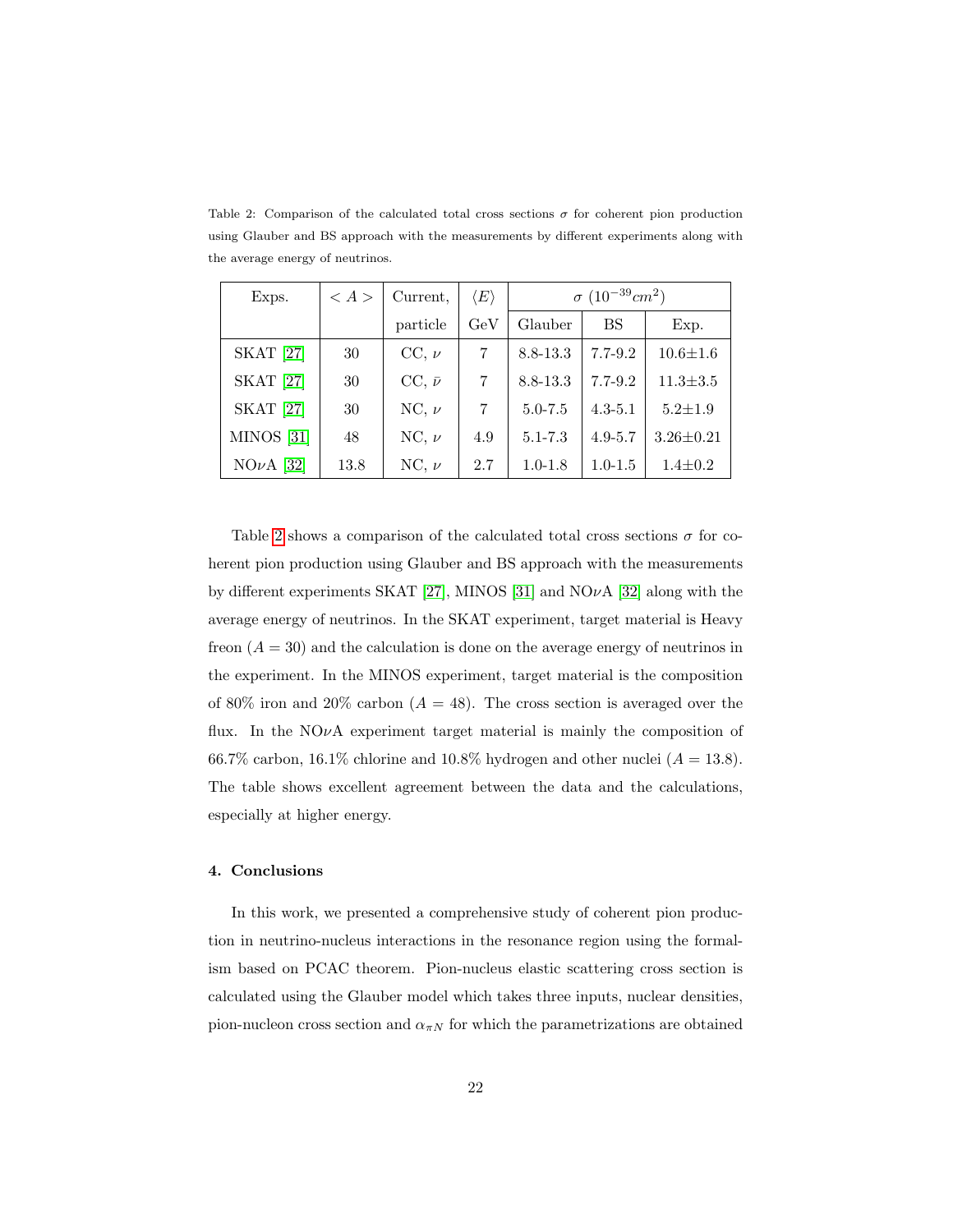Table 2: Comparison of the calculated total cross sections $\sigma$ for coherent pion production using Glauber and BS approach with the measurements by different experiments along with the average energy of neutrinos.

| Exps. | $< A >$ | Current, | $\langle E \rangle$ | $\sigma$ ($10^{-39} cm^2$) | | |
|---|---|---|---|---|---|---|
| | | particle | GeV | Glauber | BS | Exp. |
| SKAT [27] | 30 | CC, $\nu$ | 7 | 8.8-13.3 | 7.7-9.2 | 10.6±1.6 |
| SKAT [27] | 30 | CC, $\bar{\nu}$ | 7 | 8.8-13.3 | 7.7-9.2 | 11.3±3.5 |
| SKAT [27] | 30 | NC, $\nu$ | 7 | 5.0-7.5 | 4.3-5.1 | 5.2±1.9 |
| MINOS [31] | 48 | NC, $\nu$ | 4.9 | 5.1-7.3 | 4.9-5.7 | 3.26±0.21 |
| NO$\nu$A [32] | 13.8 | NC, $\nu$ | 2.7 | 1.0-1.8 | 1.0-1.5 | 1.4±0.2 |

Table 2 shows a comparison of the calculated total cross sections $\sigma$ for coherent pion production using Glauber and BS approach with the measurements by different experiments SKAT [27], MINOS [31] and NO$\nu$A [32] along with the average energy of neutrinos. In the SKAT experiment, target material is Heavy freon ($A = 30$) and the calculation is done on the average energy of neutrinos in the experiment. In the MINOS experiment, target material is the composition of 80% iron and 20% carbon ($A = 48$). The cross section is averaged over the flux. In the NO$\nu$A experiment target material is mainly the composition of 66.7% carbon, 16.1% chlorine and 10.8% hydrogen and other nuclei ($A = 13.8$). The table shows excellent agreement between the data and the calculations, especially at higher energy.

## 4. Conclusions

In this work, we presented a comprehensive study of coherent pion production in neutrino-nucleus interactions in the resonance region using the formalism based on PCAC theorem. Pion-nucleus elastic scattering cross section is calculated using the Glauber model which takes three inputs, nuclear densities, pion-nucleon cross section and $\alpha_{\pi N}$ for which the parametrizations are obtained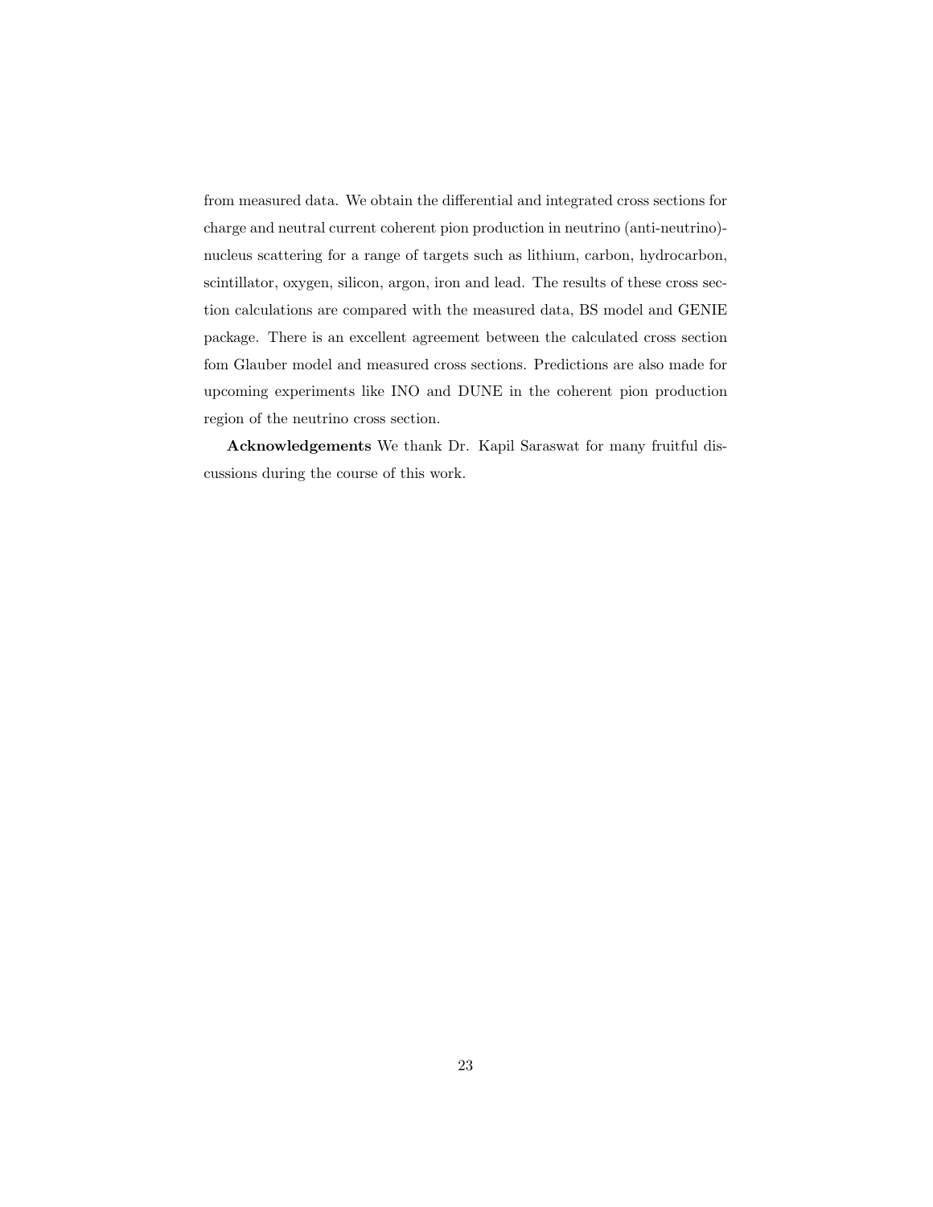from measured data. We obtain the differential and integrated cross sections for charge and neutral current coherent pion production in neutrino (anti-neutrino)-nucleus scattering for a range of targets such as lithium, carbon, hydrocarbon, scintillator, oxygen, silicon, argon, iron and lead. The results of these cross section calculations are compared with the measured data, BS model and GENIE package. There is an excellent agreement between the calculated cross section fom Glauber model and measured cross sections. Predictions are also made for upcoming experiments like INO and DUNE in the coherent pion production region of the neutrino cross section.

**Acknowledgements** We thank Dr. Kapil Saraswat for many fruitful discussions during the course of this work.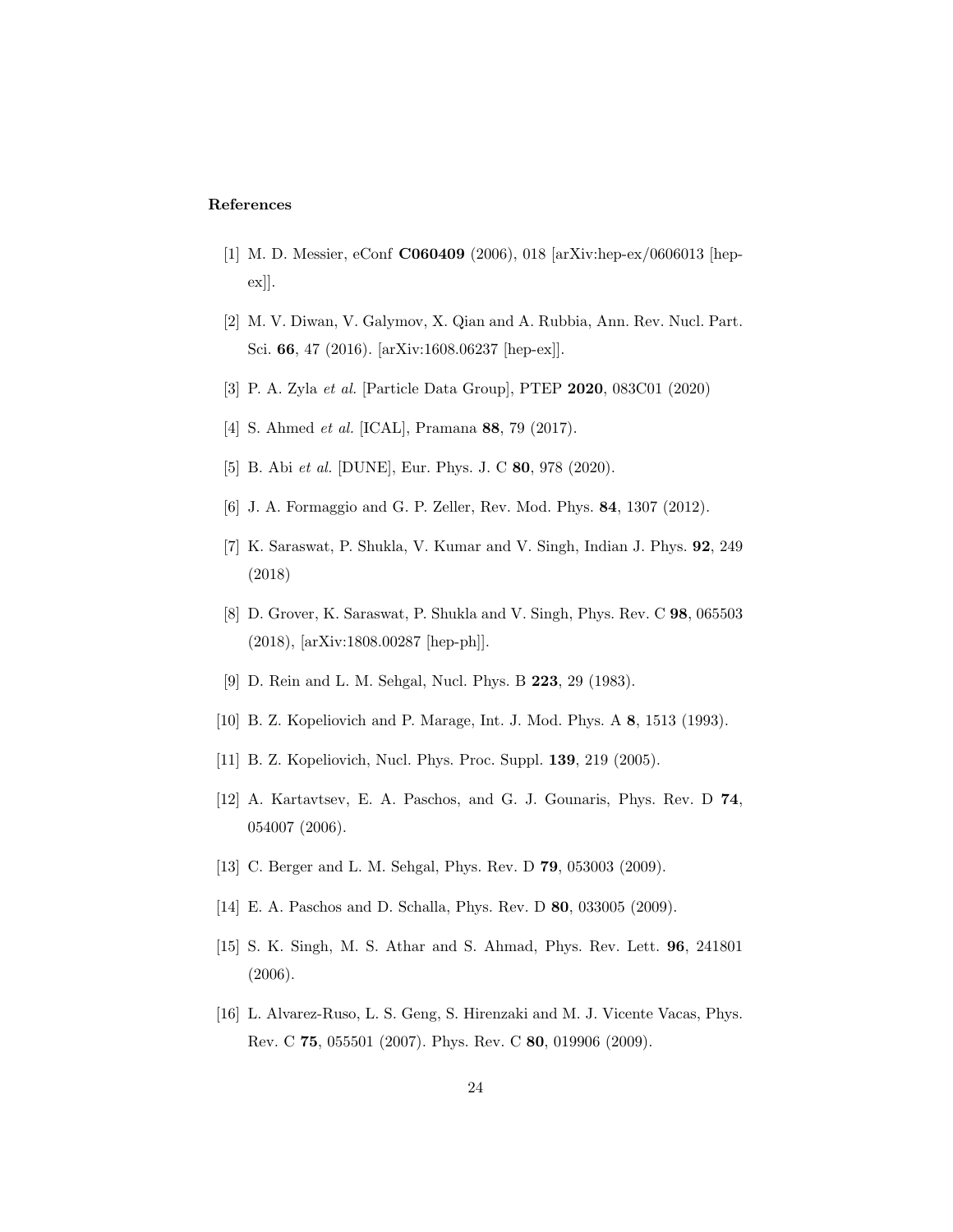## References

[1] M. D. Messier, eConf **C060409** (2006), 018 [arXiv:hep-ex/0606013 [hep-ex]].

[2] M. V. Diwan, V. Galymov, X. Qian and A. Rubbia, Ann. Rev. Nucl. Part. Sci. **66**, 47 (2016). [arXiv:1608.06237 [hep-ex]].

[3] P. A. Zyla *et al.* [Particle Data Group], PTEP **2020**, 083C01 (2020)

[4] S. Ahmed *et al.* [ICAL], Pramana **88**, 79 (2017).

[5] B. Abi *et al.* [DUNE], Eur. Phys. J. C **80**, 978 (2020).

[6] J. A. Formaggio and G. P. Zeller, Rev. Mod. Phys. **84**, 1307 (2012).

[7] K. Saraswat, P. Shukla, V. Kumar and V. Singh, Indian J. Phys. **92**, 249 (2018)

[8] D. Grover, K. Saraswat, P. Shukla and V. Singh, Phys. Rev. C **98**, 065503 (2018), [arXiv:1808.00287 [hep-ph]].

[9] D. Rein and L. M. Sehgal, Nucl. Phys. B **223**, 29 (1983).

[10] B. Z. Kopeliovich and P. Marage, Int. J. Mod. Phys. A **8**, 1513 (1993).

[11] B. Z. Kopeliovich, Nucl. Phys. Proc. Suppl. **139**, 219 (2005).

[12] A. Kartavtsev, E. A. Paschos, and G. J. Gounaris, Phys. Rev. D **74**, 054007 (2006).

[13] C. Berger and L. M. Sehgal, Phys. Rev. D **79**, 053003 (2009).

[14] E. A. Paschos and D. Schalla, Phys. Rev. D **80**, 033005 (2009).

[15] S. K. Singh, M. S. Athar and S. Ahmad, Phys. Rev. Lett. **96**, 241801 (2006).

[16] L. Alvarez-Ruso, L. S. Geng, S. Hirenzaki and M. J. Vicente Vacas, Phys. Rev. C **75**, 055501 (2007). Phys. Rev. C **80**, 019906 (2009).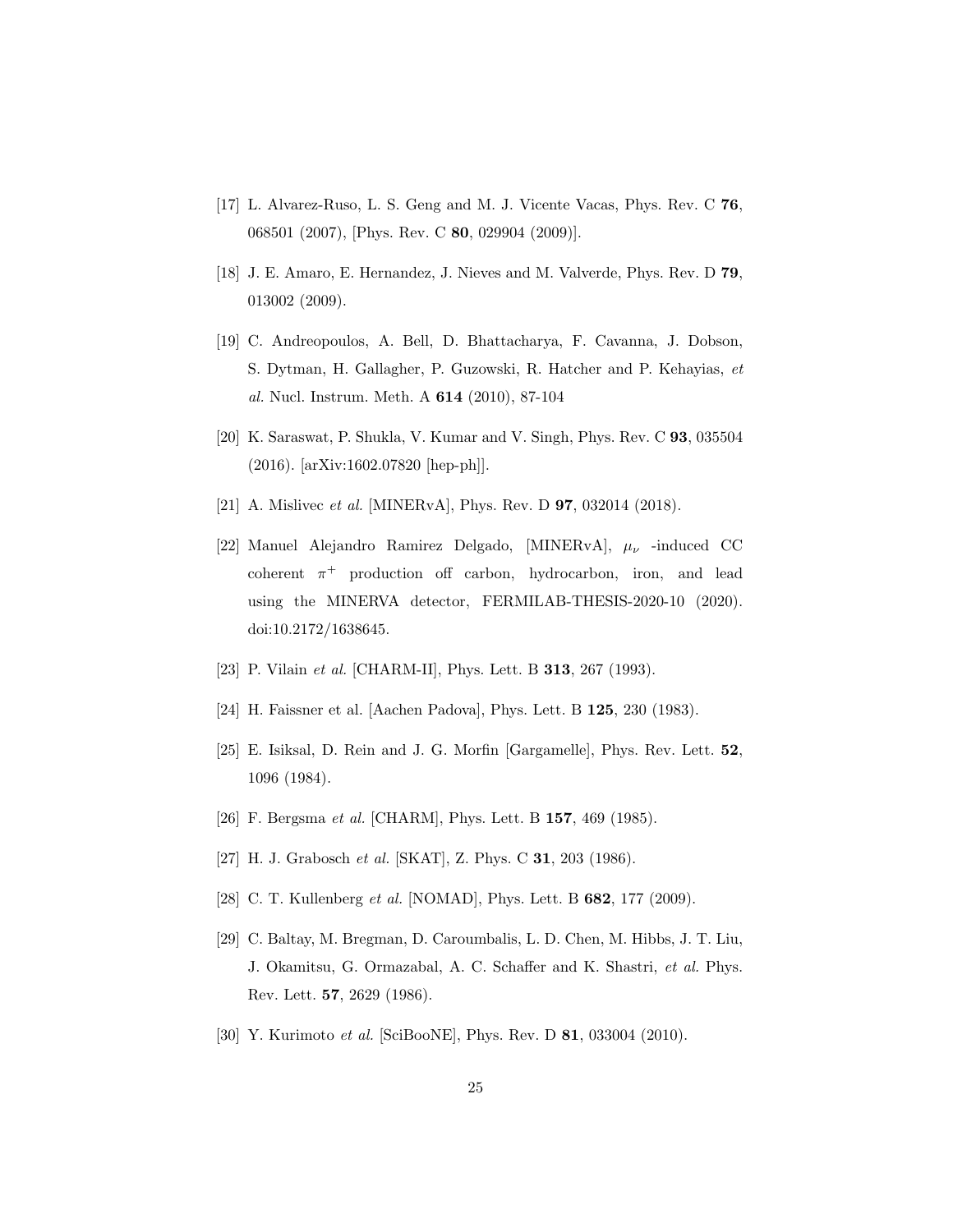[17] L. Alvarez-Ruso, L. S. Geng and M. J. Vicente Vacas, Phys. Rev. C **76**, 068501 (2007), [Phys. Rev. C **80**, 029904 (2009)].

[18] J. E. Amaro, E. Hernandez, J. Nieves and M. Valverde, Phys. Rev. D **79**, 013002 (2009).

[19] C. Andreopoulos, A. Bell, D. Bhattacharya, F. Cavanna, J. Dobson, S. Dytman, H. Gallagher, P. Guzowski, R. Hatcher and P. Kehayias, *et al.* Nucl. Instrum. Meth. A **614** (2010), 87-104

[20] K. Saraswat, P. Shukla, V. Kumar and V. Singh, Phys. Rev. C **93**, 035504 (2016). [arXiv:1602.07820 [hep-ph]].

[21] A. Mislivec *et al.* [MINERvA], Phys. Rev. D **97**, 032014 (2018).

[22] Manuel Alejandro Ramirez Delgado, [MINERvA], $\mu_\nu$ -induced CC coherent $\pi^+$ production off carbon, hydrocarbon, iron, and lead using the MINERVA detector, FERMILAB-THESIS-2020-10 (2020). doi:10.2172/1638645.

[23] P. Vilain *et al.* [CHARM-II], Phys. Lett. B **313**, 267 (1993).

[24] H. Faissner et al. [Aachen Padova], Phys. Lett. B **125**, 230 (1983).

[25] E. Isiksal, D. Rein and J. G. Morfin [Gargamelle], Phys. Rev. Lett. **52**, 1096 (1984).

[26] F. Bergsma *et al.* [CHARM], Phys. Lett. B **157**, 469 (1985).

[27] H. J. Grabosch *et al.* [SKAT], Z. Phys. C **31**, 203 (1986).

[28] C. T. Kullenberg *et al.* [NOMAD], Phys. Lett. B **682**, 177 (2009).

[29] C. Baltay, M. Bregman, D. Caroumbalis, L. D. Chen, M. Hibbs, J. T. Liu, J. Okamitsu, G. Ormazabal, A. C. Schaffer and K. Shastri, *et al.* Phys. Rev. Lett. **57**, 2629 (1986).

[30] Y. Kurimoto *et al.* [SciBooNE], Phys. Rev. D **81**, 033004 (2010).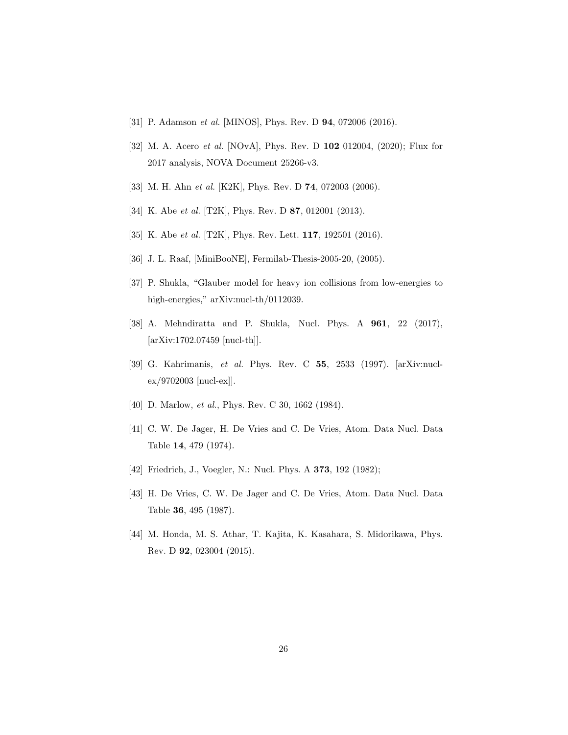[31] P. Adamson *et al.* [MINOS], Phys. Rev. D **94**, 072006 (2016).

[32] M. A. Acero *et al.* [NOvA], Phys. Rev. D **102** 012004, (2020); Flux for 2017 analysis, NOVA Document 25266-v3.

[33] M. H. Ahn *et al.* [K2K], Phys. Rev. D **74**, 072003 (2006).

[34] K. Abe *et al.* [T2K], Phys. Rev. D **87**, 012001 (2013).

[35] K. Abe *et al.* [T2K], Phys. Rev. Lett. **117**, 192501 (2016).

[36] J. L. Raaf, [MiniBooNE], Fermilab-Thesis-2005-20, (2005).

[37] P. Shukla, "Glauber model for heavy ion collisions from low-energies to high-energies," arXiv:nucl-th/0112039.

[38] A. Mehndiratta and P. Shukla, Nucl. Phys. A **961**, 22 (2017), [arXiv:1702.07459 [nucl-th]].

[39] G. Kahrimanis, *et al.* Phys. Rev. C **55**, 2533 (1997). [arXiv:nucl-ex/9702003 [nucl-ex]].

[40] D. Marlow, *et al.*, Phys. Rev. C 30, 1662 (1984).

[41] C. W. De Jager, H. De Vries and C. De Vries, Atom. Data Nucl. Data Table **14**, 479 (1974).

[42] Friedrich, J., Voegler, N.: Nucl. Phys. A **373**, 192 (1982);

[43] H. De Vries, C. W. De Jager and C. De Vries, Atom. Data Nucl. Data Table **36**, 495 (1987).

[44] M. Honda, M. S. Athar, T. Kajita, K. Kasahara, S. Midorikawa, Phys. Rev. D **92**, 023004 (2015).